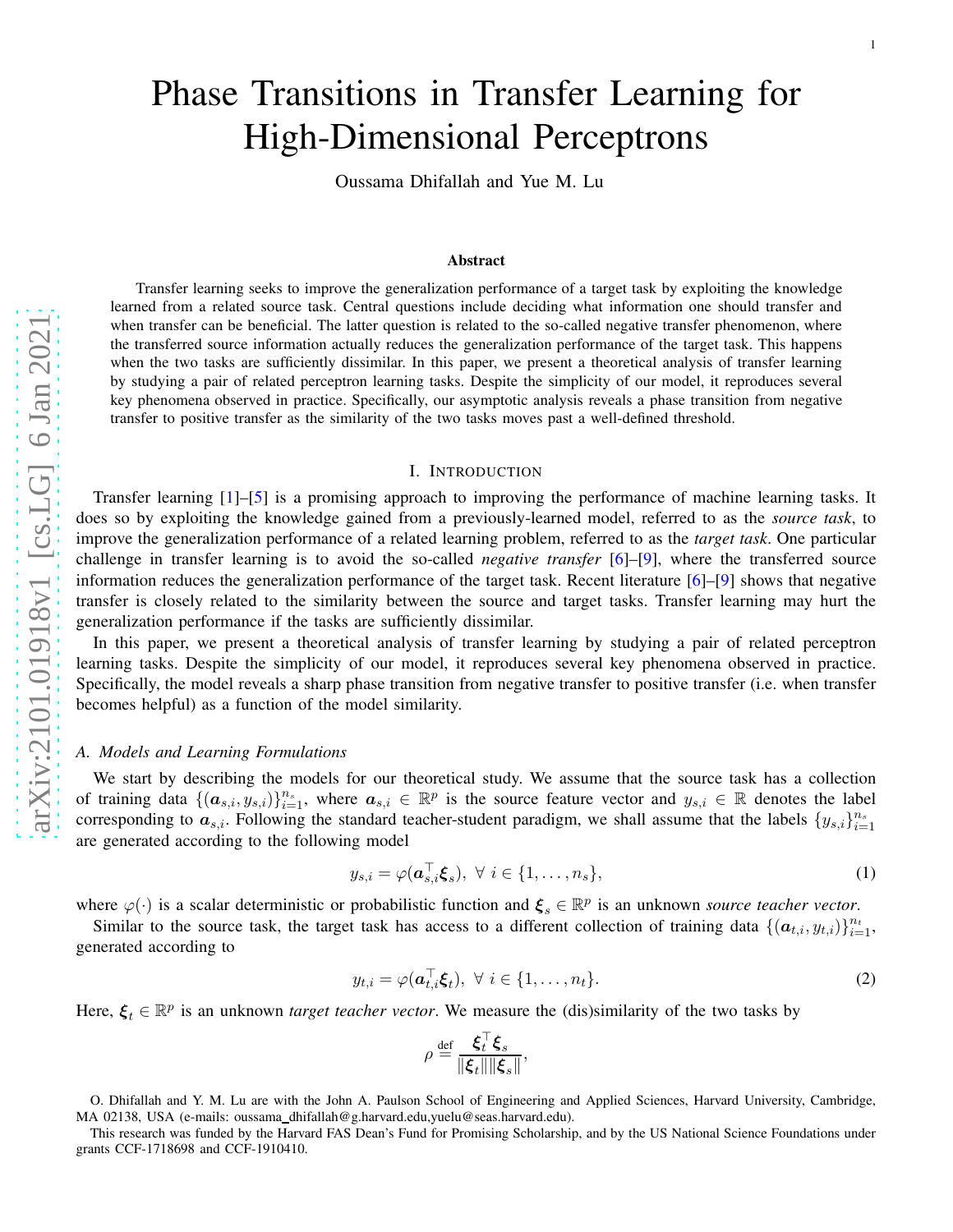# Phase Transitions in Transfer Learning for High-Dimensional Perceptrons

Oussama Dhifallah and Yue M. Lu

### Abstract

Transfer learning seeks to improve the generalization performance of a target task by exploiting the knowledge learned from a related source task. Central questions include deciding what information one should transfer and when transfer can be beneficial. The latter question is related to the so-called negative transfer phenomenon, where the transferred source information actually reduces the generalization performance of the target task. This happens when the two tasks are sufficiently dissimilar. In this paper, we present a theoretical analysis of transfer learning by studying a pair of related perceptron learning tasks. Despite the simplicity of our model, it reproduces several key phenomena observed in practice. Specifically, our asymptotic analysis reveals a phase transition from negative transfer to positive transfer as the similarity of the two tasks moves past a well-defined threshold.

## I. Introduction

Transfer learning [1]–[5] is a promising approach to improving the performance of machine learning tasks. It does so by exploiting the knowledge gained from a previously-learned model, referred to as the *source task*, to improve the generalization performance of a related learning problem, referred to as the *target task*. One particular challenge in transfer learning is to avoid the so-called *negative transfer* [6]–[9], where the transferred source information reduces the generalization performance of the target task. Recent literature [6]–[9] shows that negative transfer is closely related to the similarity between the source and target tasks. Transfer learning may hurt the generalization performance if the tasks are sufficiently dissimilar.

In this paper, we present a theoretical analysis of transfer learning by studying a pair of related perceptron learning tasks. Despite the simplicity of our model, it reproduces several key phenomena observed in practice. Specifically, the model reveals a sharp phase transition from negative transfer to positive transfer (i.e. when transfer becomes helpful) as a function of the model similarity.

### A. Models and Learning Formulations

We start by describing the models for our theoretical study. We assume that the source task has a collection of training data $\{(\boldsymbol{a}_{s,i}, y_{s,i})\}_{i=1}^{n_s}$, where $\boldsymbol{a}_{s,i} \in \mathbb{R}^p$ is the source feature vector and $y_{s,i} \in \mathbb{R}$ denotes the label corresponding to $\boldsymbol{a}_{s,i}$. Following the standard teacher-student paradigm, we shall assume that the labels $\{y_{s,i}\}_{i=1}^{n_s}$ are generated according to the following model

$$y_{s,i} = \varphi(\boldsymbol{a}_{s,i}^\top \boldsymbol{\xi}_s), \ \forall \ i \in \{1, \dots, n_s\}, \tag{1}$$

where $\varphi(\cdot)$ is a scalar deterministic or probabilistic function and $\boldsymbol{\xi}_s \in \mathbb{R}^p$ is an unknown *source teacher vector*.

Similar to the source task, the target task has access to a different collection of training data $\{(\boldsymbol{a}_{t,i}, y_{t,i})\}_{i=1}^{n_t}$, generated according to

$$y_{t,i} = \varphi(\boldsymbol{a}_{t,i}^\top \boldsymbol{\xi}_t), \ \forall \ i \in \{1, \dots, n_t\}. \tag{2}$$

Here, $\boldsymbol{\xi}_t \in \mathbb{R}^p$ is an unknown *target teacher vector*. We measure the (dis)similarity of the two tasks by

$$\rho \stackrel{\text{def}}{=} \frac{\boldsymbol{\xi}_t^\top \boldsymbol{\xi}_s}{\|\boldsymbol{\xi}_t\| \|\boldsymbol{\xi}_s\|},$$

O. Dhifallah and Y. M. Lu are with the John A. Paulson School of Engineering and Applied Sciences, Harvard University, Cambridge, MA 02138, USA (e-mails: oussama_dhifallah@g.harvard.edu,yuelu@seas.harvard.edu).

This research was funded by the Harvard FAS Dean's Fund for Promising Scholarship, and by the US National Science Foundations under grants CCF-1718698 and CCF-1910410.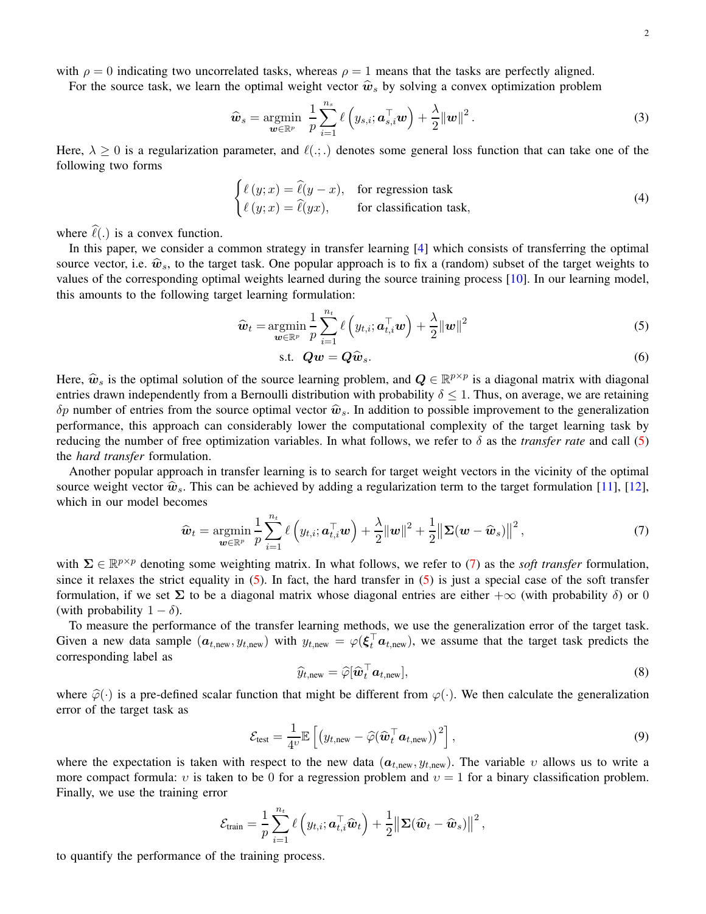with $\rho = 0$ indicating two uncorrelated tasks, whereas $\rho = 1$ means that the tasks are perfectly aligned.

For the source task, we learn the optimal weight vector $\widehat{\boldsymbol{w}}_s$ by solving a convex optimization problem

$$\widehat{\boldsymbol{w}}_s = \underset{\boldsymbol{w} \in \mathbb{R}^p}{\operatorname{argmin}} \ \frac{1}{p} \sum_{i=1}^{n_s} \ell\left(y_{s,i}; \boldsymbol{a}_{s,i}^\top \boldsymbol{w}\right) + \frac{\lambda}{2} \|\boldsymbol{w}\|^2 . \tag{3}$$

Here, $\lambda \geq 0$ is a regularization parameter, and $\ell(.;.)$ denotes some general loss function that can take one of the following two forms

$$\begin{cases} \ell\left(y; x\right) = \widehat{\ell}(y - x), & \text{for regression task} \\ \ell\left(y; x\right) = \widehat{\ell}(yx), & \text{for classification task,} \end{cases} \tag{4}$$

where $\widehat{\ell}(.)$ is a convex function.

In this paper, we consider a common strategy in transfer learning [4] which consists of transferring the optimal source vector, i.e. $\widehat{\boldsymbol{w}}_s$, to the target task. One popular approach is to fix a (random) subset of the target weights to values of the corresponding optimal weights learned during the source training process [10]. In our learning model, this amounts to the following target learning formulation:

$$\widehat{\boldsymbol{w}}_t = \underset{\boldsymbol{w} \in \mathbb{R}^p}{\operatorname{argmin}} \frac{1}{p} \sum_{i=1}^{n_t} \ell\left(y_{t,i}; \boldsymbol{a}_{t,i}^\top \boldsymbol{w}\right) + \frac{\lambda}{2} \|\boldsymbol{w}\|^2 \tag{5}$$

$$\text{s.t.} \quad \boldsymbol{Q}\boldsymbol{w} = \boldsymbol{Q}\widehat{\boldsymbol{w}}_s. \tag{6}$$

Here, $\widehat{\boldsymbol{w}}_s$ is the optimal solution of the source learning problem, and $\boldsymbol{Q} \in \mathbb{R}^{p \times p}$ is a diagonal matrix with diagonal entries drawn independently from a Bernoulli distribution with probability $\delta \leq 1$. Thus, on average, we are retaining $\delta p$ number of entries from the source optimal vector $\widehat{\boldsymbol{w}}_s$. In addition to possible improvement to the generalization performance, this approach can considerably lower the computational complexity of the target learning task by reducing the number of free optimization variables. In what follows, we refer to $\delta$ as the *transfer rate* and call (5) the *hard transfer* formulation.

Another popular approach in transfer learning is to search for target weight vectors in the vicinity of the optimal source weight vector $\widehat{\boldsymbol{w}}_s$. This can be achieved by adding a regularization term to the target formulation [11], [12], which in our model becomes

$$\widehat{\boldsymbol{w}}_t = \underset{\boldsymbol{w} \in \mathbb{R}^p}{\operatorname{argmin}} \frac{1}{p} \sum_{i=1}^{n_t} \ell\left(y_{t,i}; \boldsymbol{a}_{t,i}^\top \boldsymbol{w}\right) + \frac{\lambda}{2} \|\boldsymbol{w}\|^2 + \frac{1}{2} \left\|\boldsymbol{\Sigma}(\boldsymbol{w} - \widehat{\boldsymbol{w}}_s)\right\|^2, \tag{7}$$

with $\boldsymbol{\Sigma} \in \mathbb{R}^{p \times p}$ denoting some weighting matrix. In what follows, we refer to (7) as the *soft transfer* formulation, since it relaxes the strict equality in (5). In fact, the hard transfer in (5) is just a special case of the soft transfer formulation, if we set $\boldsymbol{\Sigma}$ to be a diagonal matrix whose diagonal entries are either $+\infty$ (with probability $\delta$) or 0 (with probability $1 - \delta$).

To measure the performance of the transfer learning methods, we use the generalization error of the target task. Given a new data sample $(\boldsymbol{a}_{t,\text{new}}, y_{t,\text{new}})$ with $y_{t,\text{new}} = \varphi(\boldsymbol{\xi}_t^\top \boldsymbol{a}_{t,\text{new}})$, we assume that the target task predicts the corresponding label as

$$\widehat{y}_{t,\text{new}} = \widehat{\varphi}[\widehat{\boldsymbol{w}}_t^\top \boldsymbol{a}_{t,\text{new}}], \tag{8}$$

where $\widehat{\varphi}(\cdot)$ is a pre-defined scalar function that might be different from $\varphi(\cdot)$. We then calculate the generalization error of the target task as

$$\mathcal{E}_{\text{test}} = \frac{1}{4^\upsilon} \mathbb{E}\left[\left(y_{t,\text{new}} - \widehat{\varphi}(\widehat{\boldsymbol{w}}_t^\top \boldsymbol{a}_{t,\text{new}})\right)^2\right], \tag{9}$$

where the expectation is taken with respect to the new data $(\boldsymbol{a}_{t,\text{new}}, y_{t,\text{new}})$. The variable $\upsilon$ allows us to write a more compact formula: $\upsilon$ is taken to be 0 for a regression problem and $\upsilon = 1$ for a binary classification problem. Finally, we use the training error

$$\mathcal{E}_{\text{train}} = \frac{1}{p} \sum_{i=1}^{n_t} \ell\left(y_{t,i}; \boldsymbol{a}_{t,i}^\top \widehat{\boldsymbol{w}}_t\right) + \frac{1}{2} \left\|\boldsymbol{\Sigma}(\widehat{\boldsymbol{w}}_t - \widehat{\boldsymbol{w}}_s)\right\|^2,$$

to quantify the performance of the training process.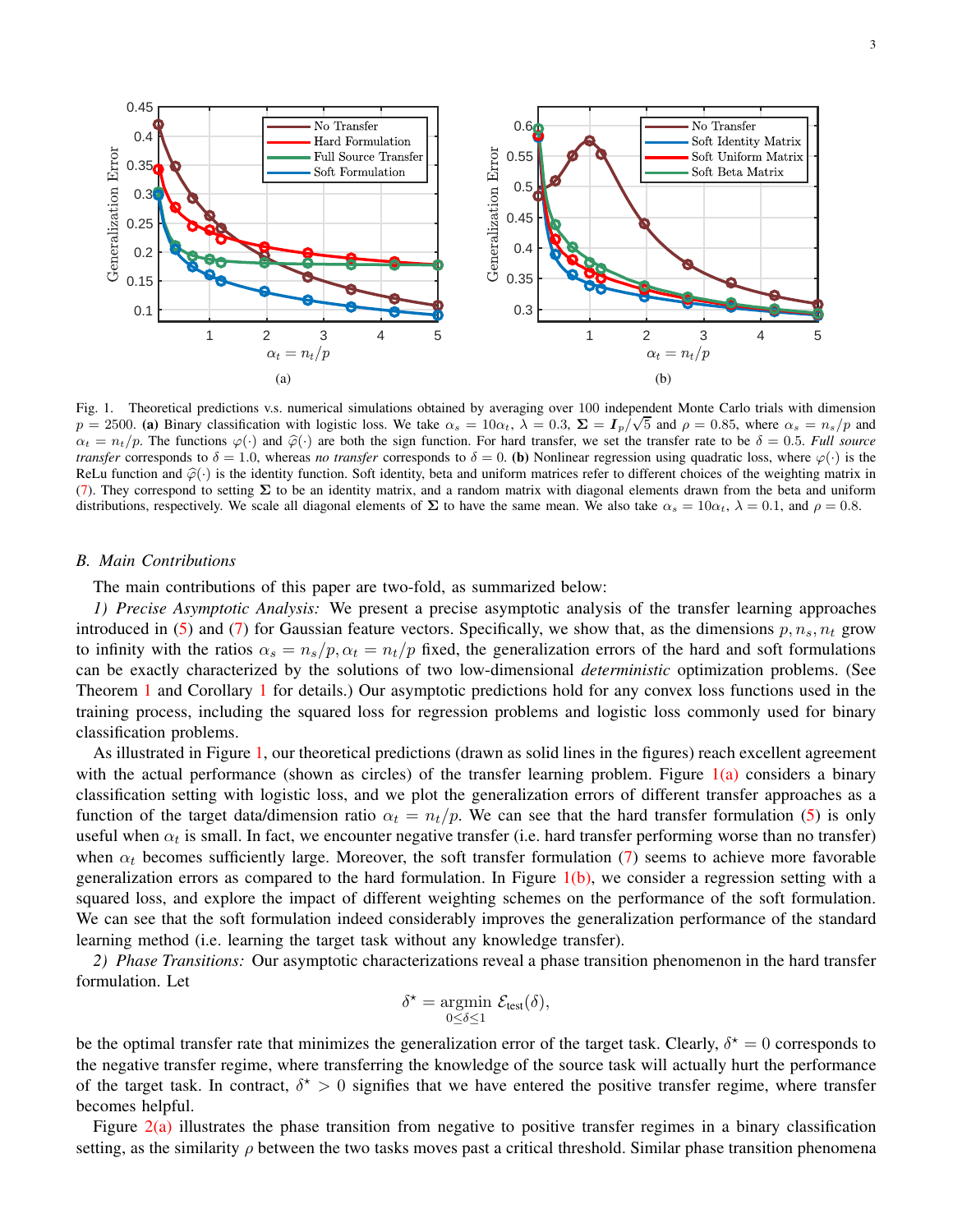Fig. 1. Theoretical predictions v.s. numerical simulations obtained by averaging over 100 independent Monte Carlo trials with dimension $p = 2500$. **(a)** Binary classification with logistic loss. We take $\alpha_s = 10\alpha_t$, $\lambda = 0.3$, $\boldsymbol{\Sigma} = \boldsymbol{I}_p/\sqrt{5}$ and $\rho = 0.85$, where $\alpha_s = n_s/p$ and $\alpha_t = n_t/p$. The functions $\varphi(\cdot)$ and $\widehat{\varphi}(\cdot)$ are both the sign function. For hard transfer, we set the transfer rate to be $\delta = 0.5$. *Full source transfer* corresponds to $\delta = 1.0$, whereas *no transfer* corresponds to $\delta = 0$. **(b)** Nonlinear regression using quadratic loss, where $\varphi(\cdot)$ is the ReLu function and $\widehat{\varphi}(\cdot)$ is the identity function. Soft identity, beta and uniform matrices refer to different choices of the weighting matrix in (7). They correspond to setting $\boldsymbol{\Sigma}$ to be an identity matrix, and a random matrix with diagonal elements drawn from the beta and uniform distributions, respectively. We scale all diagonal elements of $\boldsymbol{\Sigma}$ to have the same mean. We also take $\alpha_s = 10\alpha_t$, $\lambda = 0.1$, and $\rho = 0.8$.

### *B. Main Contributions*

The main contributions of this paper are two-fold, as summarized below:

*1) Precise Asymptotic Analysis:* We present a precise asymptotic analysis of the transfer learning approaches introduced in (5) and (7) for Gaussian feature vectors. Specifically, we show that, as the dimensions $p, n_s, n_t$ grow to infinity with the ratios $\alpha_s = n_s/p, \alpha_t = n_t/p$ fixed, the generalization errors of the hard and soft formulations can be exactly characterized by the solutions of two low-dimensional *deterministic* optimization problems. (See Theorem 1 and Corollary 1 for details.) Our asymptotic predictions hold for any convex loss functions used in the training process, including the squared loss for regression problems and logistic loss commonly used for binary classification problems.

As illustrated in Figure 1, our theoretical predictions (drawn as solid lines in the figures) reach excellent agreement with the actual performance (shown as circles) of the transfer learning problem. Figure 1(a) considers a binary classification setting with logistic loss, and we plot the generalization errors of different transfer approaches as a function of the target data/dimension ratio $\alpha_t = n_t/p$. We can see that the hard transfer formulation (5) is only useful when $\alpha_t$ is small. In fact, we encounter negative transfer (i.e. hard transfer performing worse than no transfer) when $\alpha_t$ becomes sufficiently large. Moreover, the soft transfer formulation (7) seems to achieve more favorable generalization errors as compared to the hard formulation. In Figure 1(b), we consider a regression setting with a squared loss, and explore the impact of different weighting schemes on the performance of the soft formulation. We can see that the soft formulation indeed considerably improves the generalization performance of the standard learning method (i.e. learning the target task without any knowledge transfer).

*2) Phase Transitions:* Our asymptotic characterizations reveal a phase transition phenomenon in the hard transfer formulation. Let

$$\delta^\star = \underset{0 \le \delta \le 1}{\text{argmin}}\ \mathcal{E}_{\text{test}}(\delta),$$

be the optimal transfer rate that minimizes the generalization error of the target task. Clearly, $\delta^\star = 0$ corresponds to the negative transfer regime, where transferring the knowledge of the source task will actually hurt the performance of the target task. In contract, $\delta^\star > 0$ signifies that we have entered the positive transfer regime, where transfer becomes helpful.

Figure 2(a) illustrates the phase transition from negative to positive transfer regimes in a binary classification setting, as the similarity $\rho$ between the two tasks moves past a critical threshold. Similar phase transition phenomena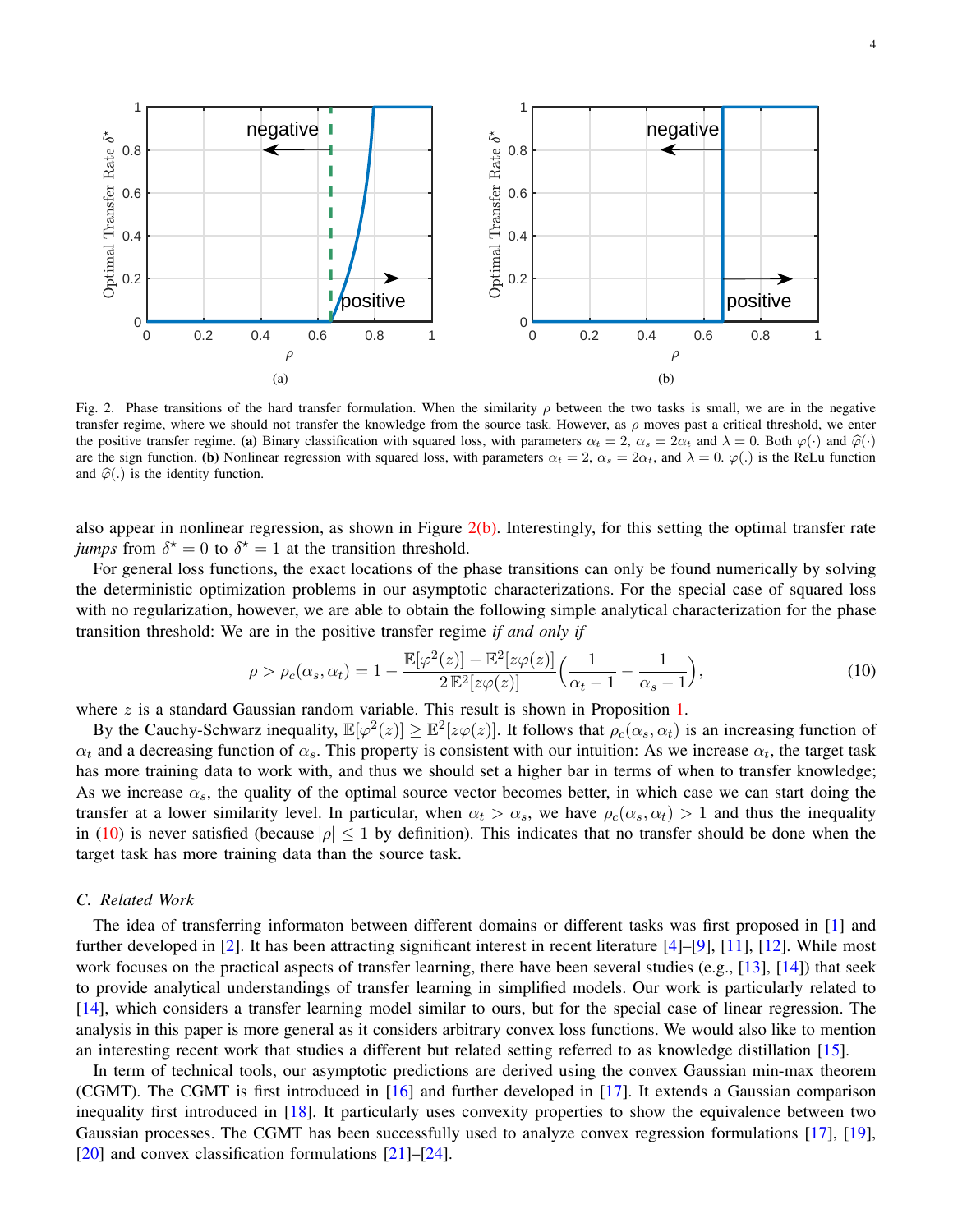Fig. 2. Phase transitions of the hard transfer formulation. When the similarity $\rho$ between the two tasks is small, we are in the negative transfer regime, where we should not transfer the knowledge from the source task. However, as $\rho$ moves past a critical threshold, we enter the positive transfer regime. **(a)** Binary classification with squared loss, with parameters $\alpha_t = 2$, $\alpha_s = 2\alpha_t$ and $\lambda = 0$. Both $\varphi(\cdot)$ and $\widehat{\varphi}(\cdot)$ are the sign function. **(b)** Nonlinear regression with squared loss, with parameters $\alpha_t = 2$, $\alpha_s = 2\alpha_t$, and $\lambda = 0$. $\varphi(.)$ is the ReLu function and $\widehat{\varphi}(.)$ is the identity function.

also appear in nonlinear regression, as shown in Figure 2(b). Interestingly, for this setting the optimal transfer rate *jumps* from $\delta^\star = 0$ to $\delta^\star = 1$ at the transition threshold.

For general loss functions, the exact locations of the phase transitions can only be found numerically by solving the deterministic optimization problems in our asymptotic characterizations. For the special case of squared loss with no regularization, however, we are able to obtain the following simple analytical characterization for the phase transition threshold: We are in the positive transfer regime *if and only if*

$$\rho > \rho_c(\alpha_s, \alpha_t) = 1 - \frac{\mathbb{E}[\varphi^2(z)] - \mathbb{E}^2[z\varphi(z)]}{2\,\mathbb{E}^2[z\varphi(z)]}\Big(\frac{1}{\alpha_t - 1} - \frac{1}{\alpha_s - 1}\Big), \tag{10}$$

where $z$ is a standard Gaussian random variable. This result is shown in Proposition 1.

By the Cauchy-Schwarz inequality, $\mathbb{E}[\varphi^2(z)] \geq \mathbb{E}^2[z\varphi(z)]$. It follows that $\rho_c(\alpha_s, \alpha_t)$ is an increasing function of $\alpha_t$ and a decreasing function of $\alpha_s$. This property is consistent with our intuition: As we increase $\alpha_t$, the target task has more training data to work with, and thus we should set a higher bar in terms of when to transfer knowledge; As we increase $\alpha_s$, the quality of the optimal source vector becomes better, in which case we can start doing the transfer at a lower similarity level. In particular, when $\alpha_t > \alpha_s$, we have $\rho_c(\alpha_s, \alpha_t) > 1$ and thus the inequality in (10) is never satisfied (because $|\rho| \leq 1$ by definition). This indicates that no transfer should be done when the target task has more training data than the source task.

### C. Related Work

The idea of transferring informaton between different domains or different tasks was first proposed in [1] and further developed in [2]. It has been attracting significant interest in recent literature [4]–[9], [11], [12]. While most work focuses on the practical aspects of transfer learning, there have been several studies (e.g., [13], [14]) that seek to provide analytical understandings of transfer learning in simplified models. Our work is particularly related to [14], which considers a transfer learning model similar to ours, but for the special case of linear regression. The analysis in this paper is more general as it considers arbitrary convex loss functions. We would also like to mention an interesting recent work that studies a different but related setting referred to as knowledge distillation [15].

In term of technical tools, our asymptotic predictions are derived using the convex Gaussian min-max theorem (CGMT). The CGMT is first introduced in [16] and further developed in [17]. It extends a Gaussian comparison inequality first introduced in [18]. It particularly uses convexity properties to show the equivalence between two Gaussian processes. The CGMT has been successfully used to analyze convex regression formulations [17], [19], [20] and convex classification formulations [21]–[24].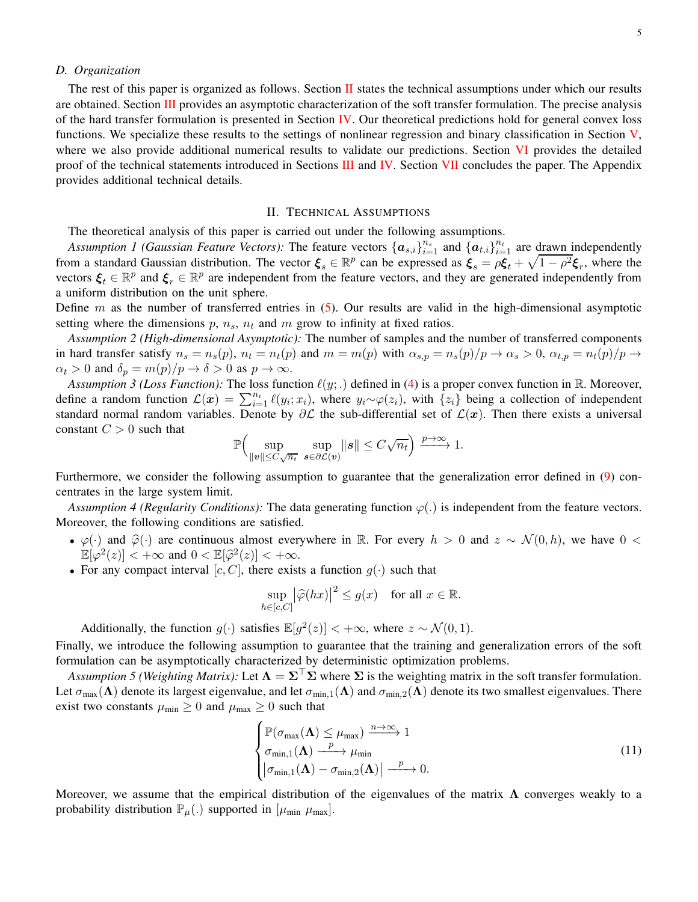### D. Organization

The rest of this paper is organized as follows. Section II states the technical assumptions under which our results are obtained. Section III provides an asymptotic characterization of the soft transfer formulation. The precise analysis of the hard transfer formulation is presented in Section IV. Our theoretical predictions hold for general convex loss functions. We specialize these results to the settings of nonlinear regression and binary classification in Section V, where we also provide additional numerical results to validate our predictions. Section VI provides the detailed proof of the technical statements introduced in Sections III and IV. Section VII concludes the paper. The Appendix provides additional technical details.

## II. Technical Assumptions

The theoretical analysis of this paper is carried out under the following assumptions.

*Assumption 1 (Gaussian Feature Vectors):* The feature vectors $\{\boldsymbol{a}_{s,i}\}_{i=1}^{n_s}$ and $\{\boldsymbol{a}_{t,i}\}_{i=1}^{n_t}$ are drawn independently from a standard Gaussian distribution. The vector $\boldsymbol{\xi}_s \in \mathbb{R}^p$ can be expressed as $\boldsymbol{\xi}_s = \rho \boldsymbol{\xi}_t + \sqrt{1-\rho^2}\boldsymbol{\xi}_r$, where the vectors $\boldsymbol{\xi}_t \in \mathbb{R}^p$ and $\boldsymbol{\xi}_r \in \mathbb{R}^p$ are independent from the feature vectors, and they are generated independently from a uniform distribution on the unit sphere.

Define $m$ as the number of transferred entries in (5). Our results are valid in the high-dimensional asymptotic setting where the dimensions $p$, $n_s$, $n_t$ and $m$ grow to infinity at fixed ratios.

*Assumption 2 (High-dimensional Asymptotic):* The number of samples and the number of transferred components in hard transfer satisfy $n_s = n_s(p)$, $n_t = n_t(p)$ and $m = m(p)$ with $\alpha_{s,p} = n_s(p)/p \to \alpha_s > 0$, $\alpha_{t,p} = n_t(p)/p \to \alpha_t > 0$ and $\delta_p = m(p)/p \to \delta > 0$ as $p \to \infty$.

*Assumption 3 (Loss Function):* The loss function $\ell(y; .)$ defined in (4) is a proper convex function in $\mathbb{R}$. Moreover, define a random function $\mathcal{L}(\boldsymbol{x}) = \sum_{i=1}^{n_t} \ell(y_i; x_i)$, where $y_i \sim \varphi(z_i)$, with $\{z_i\}$ being a collection of independent standard normal random variables. Denote by $\partial\mathcal{L}$ the sub-differential set of $\mathcal{L}(\boldsymbol{x})$. Then there exists a universal constant $C > 0$ such that

$$\mathbb{P}\Big( \sup_{\|\boldsymbol{v}\| \le C\sqrt{n_t}} \ \sup_{\boldsymbol{s} \in \partial\mathcal{L}(\boldsymbol{v})} \|\boldsymbol{s}\| \le C\sqrt{n_t} \Big) \xrightarrow{p\to\infty} 1.$$

Furthermore, we consider the following assumption to guarantee that the generalization error defined in (9) concentrates in the large system limit.

*Assumption 4 (Regularity Conditions):* The data generating function $\varphi(.)$ is independent from the feature vectors. Moreover, the following conditions are satisfied.

- $\varphi(\cdot)$ and $\widehat{\varphi}(\cdot)$ are continuous almost everywhere in $\mathbb{R}$. For every $h > 0$ and $z \sim \mathcal{N}(0, h)$, we have $0 < \mathbb{E}[\varphi^2(z)] < +\infty$ and $0 < \mathbb{E}[\widehat{\varphi}^2(z)] < +\infty$.
- For any compact interval $[c, C]$, there exists a function $g(\cdot)$ such that

$$\sup_{h\in[c,C]} \left|\widehat{\varphi}(hx)\right|^2 \le g(x) \quad \text{for all } x \in \mathbb{R}.$$

  Additionally, the function $g(\cdot)$ satisfies $\mathbb{E}[g^2(z)] < +\infty$, where $z \sim \mathcal{N}(0,1)$.

Finally, we introduce the following assumption to guarantee that the training and generalization errors of the soft formulation can be asymptotically characterized by deterministic optimization problems.

*Assumption 5 (Weighting Matrix):* Let $\boldsymbol{\Lambda} = \boldsymbol{\Sigma}^\top \boldsymbol{\Sigma}$ where $\boldsymbol{\Sigma}$ is the weighting matrix in the soft transfer formulation. Let $\sigma_{\max}(\boldsymbol{\Lambda})$ denote its largest eigenvalue, and let $\sigma_{\min,1}(\boldsymbol{\Lambda})$ and $\sigma_{\min,2}(\boldsymbol{\Lambda})$ denote its two smallest eigenvalues. There exist two constants $\mu_{\min} \ge 0$ and $\mu_{\max} \ge 0$ such that

$$\begin{cases} \mathbb{P}(\sigma_{\max}(\boldsymbol{\Lambda}) \le \mu_{\max}) \xrightarrow{n\to\infty} 1 \\ \sigma_{\min,1}(\boldsymbol{\Lambda}) \xrightarrow{p} \mu_{\min} \\ \left|\sigma_{\min,1}(\boldsymbol{\Lambda}) - \sigma_{\min,2}(\boldsymbol{\Lambda})\right| \xrightarrow{p} 0. \end{cases} \tag{11}$$

Moreover, we assume that the empirical distribution of the eigenvalues of the matrix $\boldsymbol{\Lambda}$ converges weakly to a probability distribution $\mathbb{P}_\mu(.)$ supported in $[\mu_{\min} \ \mu_{\max}]$.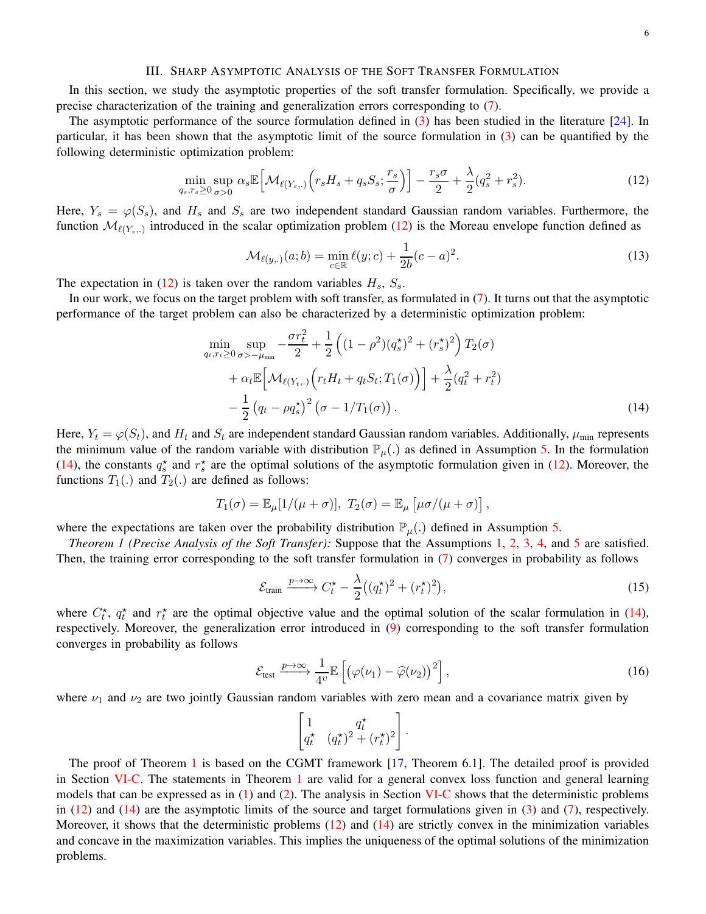## III. Sharp Asymptotic Analysis of the Soft Transfer Formulation

In this section, we study the asymptotic properties of the soft transfer formulation. Specifically, we provide a precise characterization of the training and generalization errors corresponding to (7).

The asymptotic performance of the source formulation defined in (3) has been studied in the literature [24]. In particular, it has been shown that the asymptotic limit of the source formulation in (3) can be quantified by the following deterministic optimization problem:

$$\min_{q_s, r_s \geq 0} \sup_{\sigma > 0} \alpha_s \mathbb{E}\Big[\mathcal{M}_{\ell(Y_s,.)}\Big(r_s H_s + q_s S_s; \frac{r_s}{\sigma}\Big)\Big] - \frac{r_s \sigma}{2} + \frac{\lambda}{2}(q_s^2 + r_s^2). \tag{12}$$

Here, $Y_s = \varphi(S_s)$, and $H_s$ and $S_s$ are two independent standard Gaussian random variables. Furthermore, the function $\mathcal{M}_{\ell(Y_s,.)}$ introduced in the scalar optimization problem (12) is the Moreau envelope function defined as

$$\mathcal{M}_{\ell(y,.)}(a;b) = \min_{c \in \mathbb{R}} \ell(y;c) + \frac{1}{2b}(c-a)^2. \tag{13}$$

The expectation in (12) is taken over the random variables $H_s$, $S_s$.

In our work, we focus on the target problem with soft transfer, as formulated in (7). It turns out that the asymptotic performance of the target problem can also be characterized by a deterministic optimization problem:

$$\begin{aligned}
\min_{q_t, r_t \geq 0} \sup_{\sigma > -\mu_{\min}} \; & -\frac{\sigma r_t^2}{2} + \frac{1}{2}\left((1-\rho^2)(q_s^\star)^2 + (r_s^\star)^2\right) T_2(\sigma) \\
& + \alpha_t \mathbb{E}\Big[\mathcal{M}_{\ell(Y_t,.)}\Big(r_t H_t + q_t S_t; T_1(\sigma)\Big)\Big] + \frac{\lambda}{2}(q_t^2 + r_t^2) \\
& - \frac{1}{2}\left(q_t - \rho q_s^\star\right)^2 \left(\sigma - 1/T_1(\sigma)\right).
\end{aligned} \tag{14}$$

Here, $Y_t = \varphi(S_t)$, and $H_t$ and $S_t$ are independent standard Gaussian random variables. Additionally, $\mu_{\min}$ represents the minimum value of the random variable with distribution $\mathbb{P}_\mu(.)$ as defined in Assumption 5. In the formulation (14), the constants $q_s^\star$ and $r_s^\star$ are the optimal solutions of the asymptotic formulation given in (12). Moreover, the functions $T_1(.)$ and $T_2(.)$ are defined as follows:

$$T_1(\sigma) = \mathbb{E}_\mu[1/(\mu+\sigma)], \;\; T_2(\sigma) = \mathbb{E}_\mu\left[\mu\sigma/(\mu+\sigma)\right],$$

where the expectations are taken over the probability distribution $\mathbb{P}_\mu(.)$ defined in Assumption 5.

*Theorem 1 (Precise Analysis of the Soft Transfer):* Suppose that the Assumptions 1, 2, 3, 4, and 5 are satisfied. Then, the training error corresponding to the soft transfer formulation in (7) converges in probability as follows

$$\mathcal{E}_{\text{train}} \xrightarrow{p \to \infty} C_t^\star - \frac{\lambda}{2}\big((q_t^\star)^2 + (r_t^\star)^2\big), \tag{15}$$

where $C_t^\star$, $q_t^\star$ and $r_t^\star$ are the optimal objective value and the optimal solution of the scalar formulation in (14), respectively. Moreover, the generalization error introduced in (9) corresponding to the soft transfer formulation converges in probability as follows

$$\mathcal{E}_{\text{test}} \xrightarrow{p \to \infty} \frac{1}{4^\upsilon}\mathbb{E}\left[\left(\varphi(\nu_1) - \widehat{\varphi}(\nu_2)\right)^2\right], \tag{16}$$

where $\nu_1$ and $\nu_2$ are two jointly Gaussian random variables with zero mean and a covariance matrix given by

$$\begin{bmatrix} 1 & q_t^\star \\ q_t^\star & (q_t^\star)^2 + (r_t^\star)^2 \end{bmatrix}.$$

The proof of Theorem 1 is based on the CGMT framework [17, Theorem 6.1]. The detailed proof is provided in Section VI-C. The statements in Theorem 1 are valid for a general convex loss function and general learning models that can be expressed as in (1) and (2). The analysis in Section VI-C shows that the deterministic problems in (12) and (14) are the asymptotic limits of the source and target formulations given in (3) and (7), respectively. Moreover, it shows that the deterministic problems (12) and (14) are strictly convex in the minimization variables and concave in the maximization variables. This implies the uniqueness of the optimal solutions of the minimization problems.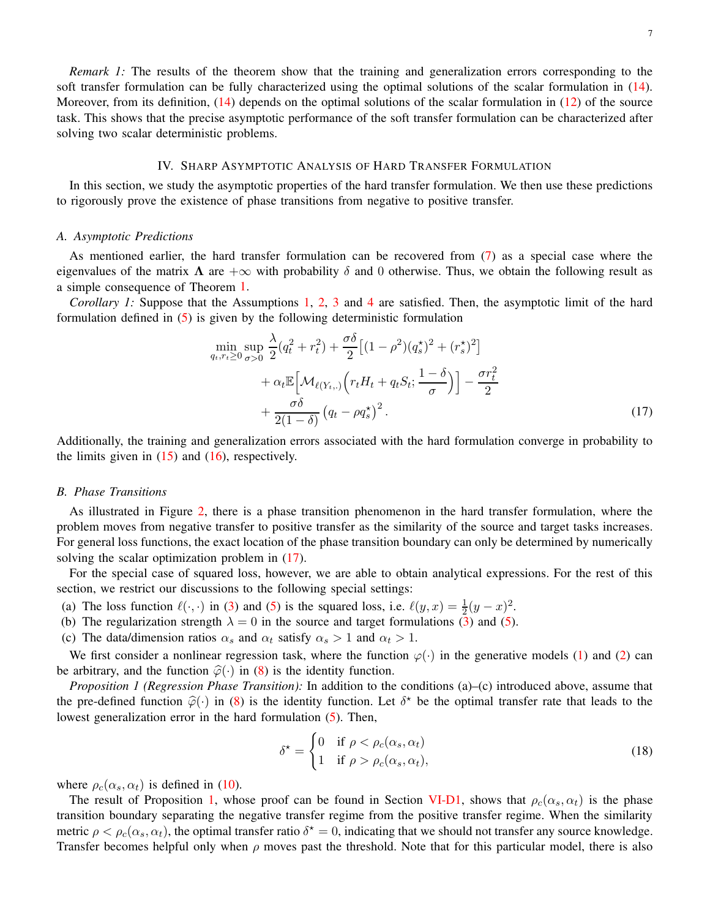*Remark 1:* The results of the theorem show that the training and generalization errors corresponding to the soft transfer formulation can be fully characterized using the optimal solutions of the scalar formulation in (14). Moreover, from its definition, (14) depends on the optimal solutions of the scalar formulation in (12) of the source task. This shows that the precise asymptotic performance of the soft transfer formulation can be characterized after solving two scalar deterministic problems.

## IV. Sharp Asymptotic Analysis of Hard Transfer Formulation

In this section, we study the asymptotic properties of the hard transfer formulation. We then use these predictions to rigorously prove the existence of phase transitions from negative to positive transfer.

### A. Asymptotic Predictions

As mentioned earlier, the hard transfer formulation can be recovered from (7) as a special case where the eigenvalues of the matrix $\mathbf{\Lambda}$ are $+\infty$ with probability $\delta$ and 0 otherwise. Thus, we obtain the following result as a simple consequence of Theorem 1.

*Corollary 1:* Suppose that the Assumptions 1, 2, 3 and 4 are satisfied. Then, the asymptotic limit of the hard formulation defined in (5) is given by the following deterministic formulation

$$
\begin{aligned}
\min_{q_t, r_t \geq 0} \sup_{\sigma > 0} \ & \frac{\lambda}{2}(q_t^2 + r_t^2) + \frac{\sigma\delta}{2}\big[(1-\rho^2)(q_s^\star)^2 + (r_s^\star)^2\big] \\
& + \alpha_t \mathbb{E}\Big[\mathcal{M}_{\ell(Y_t,.)}\Big(r_t H_t + q_t S_t; \frac{1-\delta}{\sigma}\Big)\Big] - \frac{\sigma r_t^2}{2} \\
& + \frac{\sigma\delta}{2(1-\delta)}\left(q_t - \rho q_s^\star\right)^2. 
\end{aligned} \tag{17}
$$

Additionally, the training and generalization errors associated with the hard formulation converge in probability to the limits given in (15) and (16), respectively.

### B. Phase Transitions

As illustrated in Figure 2, there is a phase transition phenomenon in the hard transfer formulation, where the problem moves from negative transfer to positive transfer as the similarity of the source and target tasks increases. For general loss functions, the exact location of the phase transition boundary can only be determined by numerically solving the scalar optimization problem in (17).

For the special case of squared loss, however, we are able to obtain analytical expressions. For the rest of this section, we restrict our discussions to the following special settings:

(a) The loss function $\ell(\cdot,\cdot)$ in (3) and (5) is the squared loss, i.e. $\ell(y, x) = \frac{1}{2}(y-x)^2$.
(b) The regularization strength $\lambda = 0$ in the source and target formulations (3) and (5).
(c) The data/dimension ratios $\alpha_s$ and $\alpha_t$ satisfy $\alpha_s > 1$ and $\alpha_t > 1$.

We first consider a nonlinear regression task, where the function $\varphi(\cdot)$ in the generative models (1) and (2) can be arbitrary, and the function $\widehat{\varphi}(\cdot)$ in (8) is the identity function.

*Proposition 1 (Regression Phase Transition):* In addition to the conditions (a)–(c) introduced above, assume that the pre-defined function $\widehat{\varphi}(\cdot)$ in (8) is the identity function. Let $\delta^\star$ be the optimal transfer rate that leads to the lowest generalization error in the hard formulation (5). Then,

$$
\delta^\star = \begin{cases} 0 & \text{if } \rho < \rho_c(\alpha_s, \alpha_t) \\ 1 & \text{if } \rho > \rho_c(\alpha_s, \alpha_t), \end{cases} \tag{18}
$$

where $\rho_c(\alpha_s, \alpha_t)$ is defined in (10).

The result of Proposition 1, whose proof can be found in Section VI-D1, shows that $\rho_c(\alpha_s, \alpha_t)$ is the phase transition boundary separating the negative transfer regime from the positive transfer regime. When the similarity metric $\rho < \rho_c(\alpha_s, \alpha_t)$, the optimal transfer ratio $\delta^\star = 0$, indicating that we should not transfer any source knowledge. Transfer becomes helpful only when $\rho$ moves past the threshold. Note that for this particular model, there is also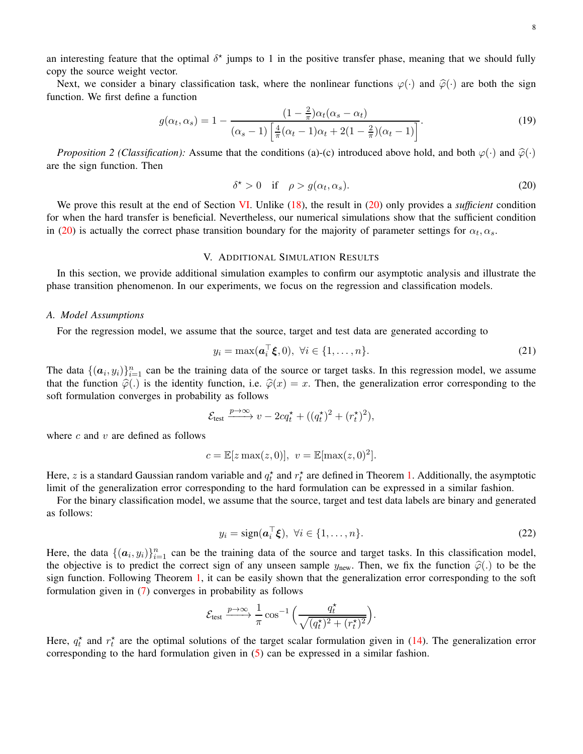an interesting feature that the optimal $\delta^\star$ jumps to 1 in the positive transfer phase, meaning that we should fully copy the source weight vector.

Next, we consider a binary classification task, where the nonlinear functions $\varphi(\cdot)$ and $\widehat{\varphi}(\cdot)$ are both the sign function. We first define a function

$$g(\alpha_t, \alpha_s) = 1 - \frac{(1-\frac{2}{\pi})\alpha_t(\alpha_s - \alpha_t)}{(\alpha_s - 1)\left[\frac{4}{\pi}(\alpha_t - 1)\alpha_t + 2(1-\frac{2}{\pi})(\alpha_t - 1)\right]}. \tag{19}$$

*Proposition 2 (Classification):* Assume that the conditions (a)-(c) introduced above hold, and both $\varphi(\cdot)$ and $\widehat{\varphi}(\cdot)$ are the sign function. Then

$$\delta^\star > 0 \quad \text{if} \quad \rho > g(\alpha_t, \alpha_s). \tag{20}$$

We prove this result at the end of Section VI. Unlike (18), the result in (20) only provides a *sufficient* condition for when the hard transfer is beneficial. Nevertheless, our numerical simulations show that the sufficient condition in (20) is actually the correct phase transition boundary for the majority of parameter settings for $\alpha_t, \alpha_s$.

## V. Additional Simulation Results

In this section, we provide additional simulation examples to confirm our asymptotic analysis and illustrate the phase transition phenomenon. In our experiments, we focus on the regression and classification models.

### A. Model Assumptions

For the regression model, we assume that the source, target and test data are generated according to

$$y_i = \max(\boldsymbol{a}_i^\top \boldsymbol{\xi}, 0), \ \forall i \in \{1, \dots, n\}. \tag{21}$$

The data $\{(\boldsymbol{a}_i, y_i)\}_{i=1}^n$ can be the training data of the source or target tasks. In this regression model, we assume that the function $\widehat{\varphi}(.)$ is the identity function, i.e. $\widehat{\varphi}(x) = x$. Then, the generalization error corresponding to the soft formulation converges in probability as follows

$$\mathcal{E}_{\text{test}} \xrightarrow{p \to \infty} v - 2cq_t^\star + ((q_t^\star)^2 + (r_t^\star)^2),$$

where $c$ and $v$ are defined as follows

$$c = \mathbb{E}[z \max(z, 0)], \ v = \mathbb{E}[\max(z, 0)^2].$$

Here, $z$ is a standard Gaussian random variable and $q_t^\star$ and $r_t^\star$ are defined in Theorem 1. Additionally, the asymptotic limit of the generalization error corresponding to the hard formulation can be expressed in a similar fashion.

For the binary classification model, we assume that the source, target and test data labels are binary and generated as follows:

$$y_i = \text{sign}(\boldsymbol{a}_i^\top \boldsymbol{\xi}), \ \forall i \in \{1, \dots, n\}. \tag{22}$$

Here, the data $\{(\boldsymbol{a}_i, y_i)\}_{i=1}^n$ can be the training data of the source and target tasks. In this classification model, the objective is to predict the correct sign of any unseen sample $y_{\text{new}}$. Then, we fix the function $\widehat{\varphi}(.)$ to be the sign function. Following Theorem 1, it can be easily shown that the generalization error corresponding to the soft formulation given in (7) converges in probability as follows

$$\mathcal{E}_{\text{test}} \xrightarrow{p \to \infty} \frac{1}{\pi} \cos^{-1}\Big(\frac{q_t^\star}{\sqrt{(q_t^\star)^2 + (r_t^\star)^2}}\Big).$$

Here, $q_t^\star$ and $r_t^\star$ are the optimal solutions of the target scalar formulation given in (14). The generalization error corresponding to the hard formulation given in (5) can be expressed in a similar fashion.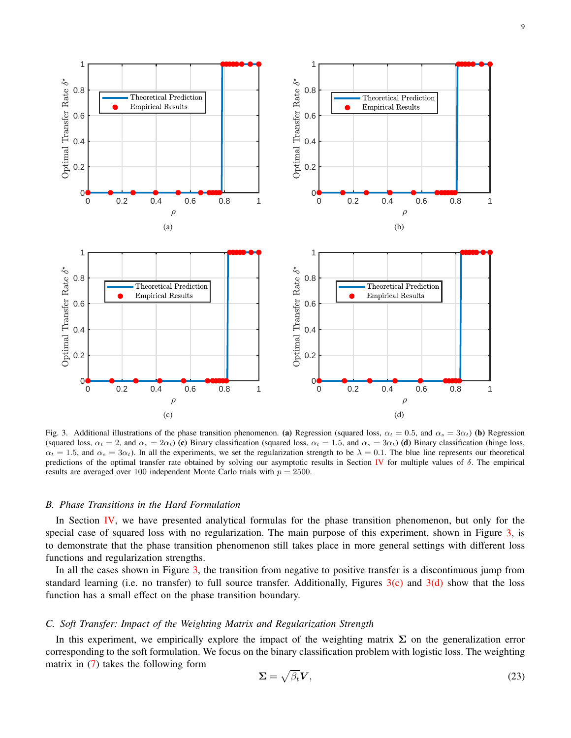Fig. 3. Additional illustrations of the phase transition phenomenon. **(a)** Regression (squared loss, $\alpha_t = 0.5$, and $\alpha_s = 3\alpha_t$) **(b)** Regression (squared loss, $\alpha_t = 2$, and $\alpha_s = 2\alpha_t$) **(c)** Binary classification (squared loss, $\alpha_t = 1.5$, and $\alpha_s = 3\alpha_t$) **(d)** Binary classification (hinge loss, $\alpha_t = 1.5$, and $\alpha_s = 3\alpha_t$). In all the experiments, we set the regularization strength to be $\lambda = 0.1$. The blue line represents our theoretical predictions of the optimal transfer rate obtained by solving our asymptotic results in Section IV for multiple values of $\delta$. The empirical results are averaged over 100 independent Monte Carlo trials with $p = 2500$.

### B. Phase Transitions in the Hard Formulation

In Section IV, we have presented analytical formulas for the phase transition phenomenon, but only for the special case of squared loss with no regularization. The main purpose of this experiment, shown in Figure 3, is to demonstrate that the phase transition phenomenon still takes place in more general settings with different loss functions and regularization strengths.

In all the cases shown in Figure 3, the transition from negative to positive transfer is a discontinuous jump from standard learning (i.e. no transfer) to full source transfer. Additionally, Figures 3(c) and 3(d) show that the loss function has a small effect on the phase transition boundary.

### C. Soft Transfer: Impact of the Weighting Matrix and Regularization Strength

In this experiment, we empirically explore the impact of the weighting matrix $\boldsymbol{\Sigma}$ on the generalization error corresponding to the soft formulation. We focus on the binary classification problem with logistic loss. The weighting matrix in (7) takes the following form

$$\boldsymbol{\Sigma} = \sqrt{\beta_t}\boldsymbol{V}, \tag{23}$$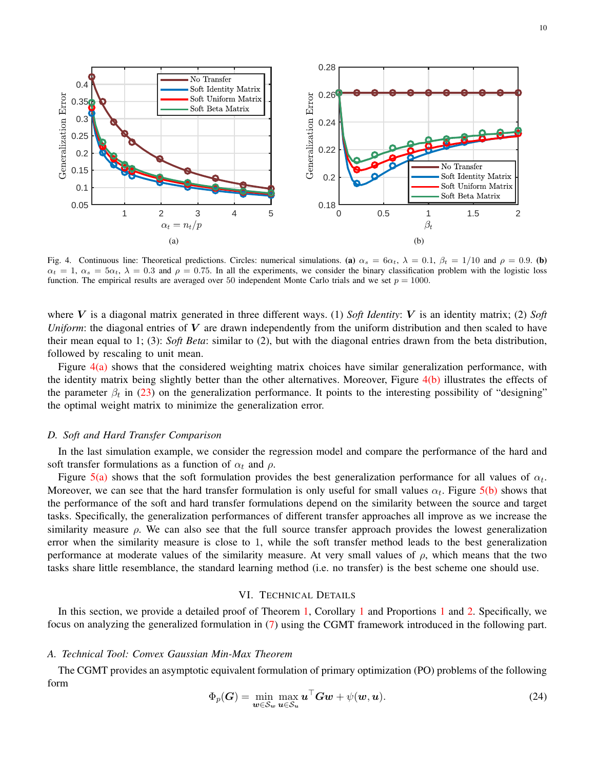Fig. 4. Continuous line: Theoretical predictions. Circles: numerical simulations. **(a)** $\alpha_s = 6\alpha_t$, $\lambda = 0.1$, $\beta_t = 1/10$ and $\rho = 0.9$. **(b)** $\alpha_t = 1$, $\alpha_s = 5\alpha_t$, $\lambda = 0.3$ and $\rho = 0.75$. In all the experiments, we consider the binary classification problem with the logistic loss function. The empirical results are averaged over 50 independent Monte Carlo trials and we set $p = 1000$.

where $\boldsymbol{V}$ is a diagonal matrix generated in three different ways. (1) *Soft Identity*: $\boldsymbol{V}$ is an identity matrix; (2) *Soft Uniform*: the diagonal entries of $\boldsymbol{V}$ are drawn independently from the uniform distribution and then scaled to have their mean equal to 1; (3): *Soft Beta*: similar to (2), but with the diagonal entries drawn from the beta distribution, followed by rescaling to unit mean.

Figure 4(a) shows that the considered weighting matrix choices have similar generalization performance, with the identity matrix being slightly better than the other alternatives. Moreover, Figure 4(b) illustrates the effects of the parameter $\beta_t$ in (23) on the generalization performance. It points to the interesting possibility of "designing" the optimal weight matrix to minimize the generalization error.

### D. Soft and Hard Transfer Comparison

In the last simulation example, we consider the regression model and compare the performance of the hard and soft transfer formulations as a function of $\alpha_t$ and $\rho$.

Figure 5(a) shows that the soft formulation provides the best generalization performance for all values of $\alpha_t$. Moreover, we can see that the hard transfer formulation is only useful for small values $\alpha_t$. Figure 5(b) shows that the performance of the soft and hard transfer formulations depend on the similarity between the source and target tasks. Specifically, the generalization performances of different transfer approaches all improve as we increase the similarity measure $\rho$. We can also see that the full source transfer approach provides the lowest generalization error when the similarity measure is close to 1, while the soft transfer method leads to the best generalization performance at moderate values of the similarity measure. At very small values of $\rho$, which means that the two tasks share little resemblance, the standard learning method (i.e. no transfer) is the best scheme one should use.

## VI. Technical Details

In this section, we provide a detailed proof of Theorem 1, Corollary 1 and Proportions 1 and 2. Specifically, we focus on analyzing the generalized formulation in (7) using the CGMT framework introduced in the following part.

### A. Technical Tool: Convex Gaussian Min-Max Theorem

The CGMT provides an asymptotic equivalent formulation of primary optimization (PO) problems of the following form

$$\Phi_p(\boldsymbol{G}) = \min_{\boldsymbol{w} \in \mathcal{S}_w} \max_{\boldsymbol{u} \in \mathcal{S}_u} \boldsymbol{u}^\top \boldsymbol{G} \boldsymbol{w} + \psi(\boldsymbol{w}, \boldsymbol{u}). \tag{24}$$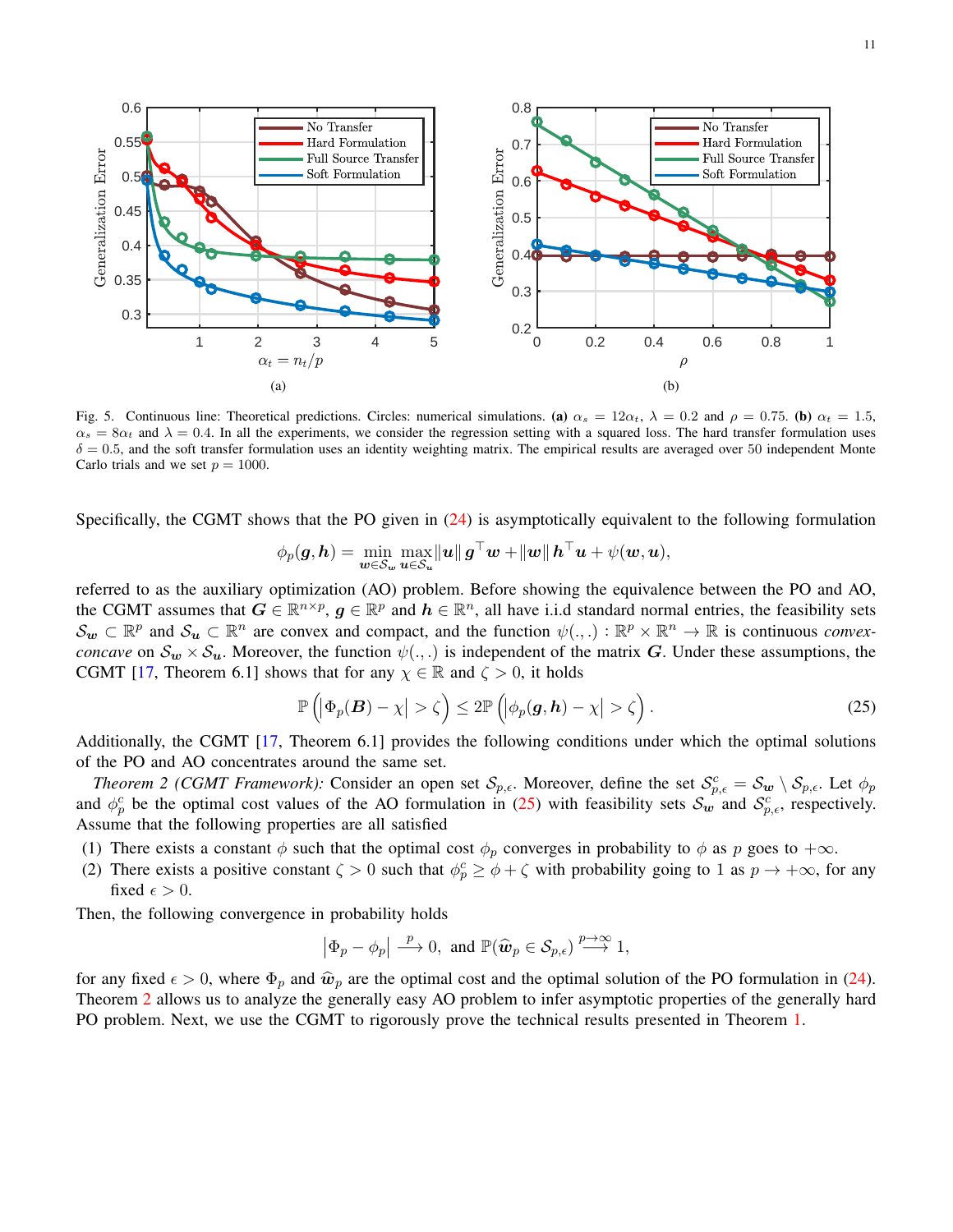Fig. 5. Continuous line: Theoretical predictions. Circles: numerical simulations. **(a)** $\alpha_s = 12\alpha_t$, $\lambda = 0.2$ and $\rho = 0.75$. **(b)** $\alpha_t = 1.5$, $\alpha_s = 8\alpha_t$ and $\lambda = 0.4$. In all the experiments, we consider the regression setting with a squared loss. The hard transfer formulation uses $\delta = 0.5$, and the soft transfer formulation uses an identity weighting matrix. The empirical results are averaged over 50 independent Monte Carlo trials and we set $p = 1000$.

Specifically, the CGMT shows that the PO given in (24) is asymptotically equivalent to the following formulation

$$\phi_p(\boldsymbol{g}, \boldsymbol{h}) = \min_{\boldsymbol{w} \in \mathcal{S}_{\boldsymbol{w}}} \max_{\boldsymbol{u} \in \mathcal{S}_{\boldsymbol{u}}} \|\boldsymbol{u}\| \, \boldsymbol{g}^\top \boldsymbol{w} + \|\boldsymbol{w}\| \, \boldsymbol{h}^\top \boldsymbol{u} + \psi(\boldsymbol{w}, \boldsymbol{u}),$$

referred to as the auxiliary optimization (AO) problem. Before showing the equivalence between the PO and AO, the CGMT assumes that $\boldsymbol{G} \in \mathbb{R}^{n \times p}$, $\boldsymbol{g} \in \mathbb{R}^p$ and $\boldsymbol{h} \in \mathbb{R}^n$, all have i.i.d standard normal entries, the feasibility sets $\mathcal{S}_{\boldsymbol{w}} \subset \mathbb{R}^p$ and $\mathcal{S}_{\boldsymbol{u}} \subset \mathbb{R}^n$ are convex and compact, and the function $\psi(.,.) : \mathbb{R}^p \times \mathbb{R}^n \to \mathbb{R}$ is continuous *convex-concave* on $\mathcal{S}_{\boldsymbol{w}} \times \mathcal{S}_{\boldsymbol{u}}$. Moreover, the function $\psi(.,.)$ is independent of the matrix $\boldsymbol{G}$. Under these assumptions, the CGMT [17, Theorem 6.1] shows that for any $\chi \in \mathbb{R}$ and $\zeta > 0$, it holds

$$\mathbb{P}\left( \left| \Phi_p(\boldsymbol{B}) - \chi \right| > \zeta \right) \leq 2\mathbb{P}\left( \left| \phi_p(\boldsymbol{g}, \boldsymbol{h}) - \chi \right| > \zeta \right). \tag{25}$$

Additionally, the CGMT [17, Theorem 6.1] provides the following conditions under which the optimal solutions of the PO and AO concentrates around the same set.

*Theorem 2 (CGMT Framework):* Consider an open set $\mathcal{S}_{p,\epsilon}$. Moreover, define the set $\mathcal{S}_{p,\epsilon}^c = \mathcal{S}_{\boldsymbol{w}} \setminus \mathcal{S}_{p,\epsilon}$. Let $\phi_p$ and $\phi_p^c$ be the optimal cost values of the AO formulation in (25) with feasibility sets $\mathcal{S}_{\boldsymbol{w}}$ and $\mathcal{S}_{p,\epsilon}^c$, respectively. Assume that the following properties are all satisfied

(1) There exists a constant $\phi$ such that the optimal cost $\phi_p$ converges in probability to $\phi$ as $p$ goes to $+\infty$.
(2) There exists a positive constant $\zeta > 0$ such that $\phi_p^c \geq \phi + \zeta$ with probability going to 1 as $p \to +\infty$, for any fixed $\epsilon > 0$.

Then, the following convergence in probability holds

$$\left| \Phi_p - \phi_p \right| \xrightarrow{p} 0, \text{ and } \mathbb{P}(\widehat{\boldsymbol{w}}_p \in \mathcal{S}_{p,\epsilon}) \xrightarrow{p \to \infty} 1,$$

for any fixed $\epsilon > 0$, where $\Phi_p$ and $\widehat{\boldsymbol{w}}_p$ are the optimal cost and the optimal solution of the PO formulation in (24). Theorem 2 allows us to analyze the generally easy AO problem to infer asymptotic properties of the generally hard PO problem. Next, we use the CGMT to rigorously prove the technical results presented in Theorem 1.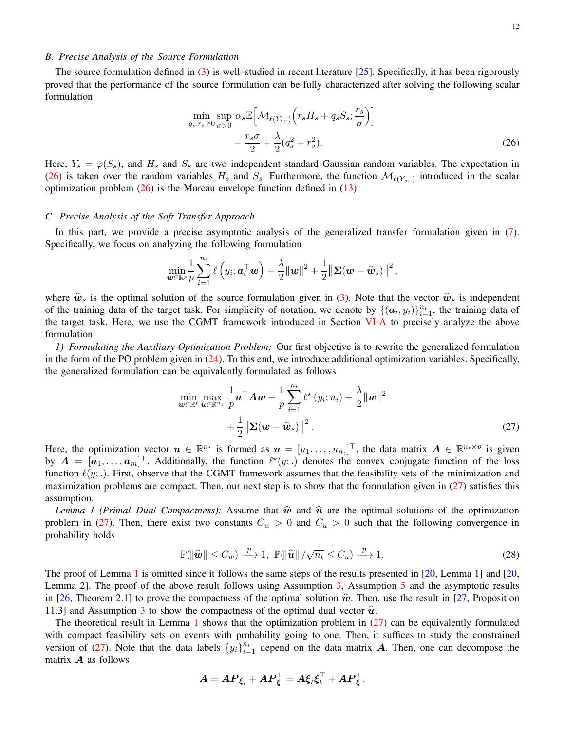### B. Precise Analysis of the Source Formulation

The source formulation defined in (3) is well–studied in recent literature [25]. Specifically, it has been rigorously proved that the performance of the source formulation can be fully characterized after solving the following scalar formulation

$$
\begin{aligned}
\min_{q_s, r_s \geq 0} \sup_{\sigma > 0} \ & \alpha_s \mathbb{E}\Big[\mathcal{M}_{\ell(Y_s,.)}\Big(r_s H_s + q_s S_s; \frac{r_s}{\sigma}\Big)\Big] \\
& - \frac{r_s \sigma}{2} + \frac{\lambda}{2}(q_s^2 + r_s^2).
\end{aligned} \tag{26}
$$

Here, $Y_s = \varphi(S_s)$, and $H_s$ and $S_s$ are two independent standard Gaussian random variables. The expectation in (26) is taken over the random variables $H_s$ and $S_s$. Furthermore, the function $\mathcal{M}_{\ell(Y_s,.)}$ introduced in the scalar optimization problem (26) is the Moreau envelope function defined in (13).

### C. Precise Analysis of the Soft Transfer Approach

In this part, we provide a precise asymptotic analysis of the generalized transfer formulation given in (7). Specifically, we focus on analyzing the following formulation

$$
\min_{\boldsymbol{w} \in \mathbb{R}^p} \frac{1}{p} \sum_{i=1}^{n_t} \ell\left(y_i; \boldsymbol{a}_i^\top \boldsymbol{w}\right) + \frac{\lambda}{2}\|\boldsymbol{w}\|^2 + \frac{1}{2}\big\|\boldsymbol{\Sigma}(\boldsymbol{w} - \widehat{\boldsymbol{w}}_s)\big\|^2,
$$

where $\widehat{\boldsymbol{w}}_s$ is the optimal solution of the source formulation given in (3). Note that the vector $\widehat{\boldsymbol{w}}_s$ is independent of the training data of the target task. For simplicity of notation, we denote by $\{(\boldsymbol{a}_i, y_i)\}_{i=1}^{n_t}$, the training data of the target task. Here, we use the CGMT framework introduced in Section VI-A to precisely analyze the above formulation.

*1) Formulating the Auxiliary Optimization Problem:* Our first objective is to rewrite the generalized formulation in the form of the PO problem given in (24). To this end, we introduce additional optimization variables. Specifically, the generalized formulation can be equivalently formulated as follows

$$
\begin{aligned}
\min_{\boldsymbol{w} \in \mathbb{R}^p} \max_{\boldsymbol{u} \in \mathbb{R}^{n_t}} \ & \frac{1}{p} \boldsymbol{u}^\top \boldsymbol{A} \boldsymbol{w} - \frac{1}{p} \sum_{i=1}^{n_t} \ell^\star(y_i; u_i) + \frac{\lambda}{2}\|\boldsymbol{w}\|^2 \\
& + \frac{1}{2}\big\|\boldsymbol{\Sigma}(\boldsymbol{w} - \widehat{\boldsymbol{w}}_s)\big\|^2.
\end{aligned} \tag{27}
$$

Here, the optimization vector $\boldsymbol{u} \in \mathbb{R}^{n_t}$ is formed as $\boldsymbol{u} = [u_1, \dots, u_{n_t}]^\top$, the data matrix $\boldsymbol{A} \in \mathbb{R}^{n_t \times p}$ is given by $\boldsymbol{A} = [\boldsymbol{a}_1, \dots, \boldsymbol{a}_m]^\top$. Additionally, the function $\ell^\star(y;.)$ denotes the convex conjugate function of the loss function $\ell(y;.)$. First, observe that the CGMT framework assumes that the feasibility sets of the minimization and maximization problems are compact. Then, our next step is to show that the formulation given in (27) satisfies this assumption.

*Lemma 1 (Primal–Dual Compactness):* Assume that $\widehat{\boldsymbol{w}}$ and $\widehat{\boldsymbol{u}}$ are the optimal solutions of the optimization problem in (27). Then, there exist two constants $C_w > 0$ and $C_u > 0$ such that the following convergence in probability holds

$$
\mathbb{P}(\|\widehat{\boldsymbol{w}}\| \leq C_w) \xrightarrow{p} 1, \ \mathbb{P}(\|\widehat{\boldsymbol{u}}\| / \sqrt{n_t} \leq C_u) \xrightarrow{p} 1. \tag{28}
$$

The proof of Lemma 1 is omitted since it follows the same steps of the results presented in [20, Lemma 1] and [20, Lemma 2]. The proof of the above result follows using Assumption 3, Assumption 5 and the asymptotic results in [26, Theorem 2.1] to prove the compactness of the optimal solution $\widehat{\boldsymbol{w}}$. Then, use the result in [27, Proposition 11.3] and Assumption 3 to show the compactness of the optimal dual vector $\widehat{\boldsymbol{u}}$.

The theoretical result in Lemma 1 shows that the optimization problem in (27) can be equivalently formulated with compact feasibility sets on events with probability going to one. Then, it suffices to study the constrained version of (27). Note that the data labels $\{y_i\}_{i=1}^{n_t}$ depend on the data matrix $\boldsymbol{A}$. Then, one can decompose the matrix $\boldsymbol{A}$ as follows

$$
\boldsymbol{A} = \boldsymbol{A} \boldsymbol{P}_{\boldsymbol{\xi}_t} + \boldsymbol{A} \boldsymbol{P}_{\boldsymbol{\xi}}^\perp = \boldsymbol{A} \boldsymbol{\xi}_t \boldsymbol{\xi}_t^\top + \boldsymbol{A} \boldsymbol{P}_{\boldsymbol{\xi}}^\perp.
$$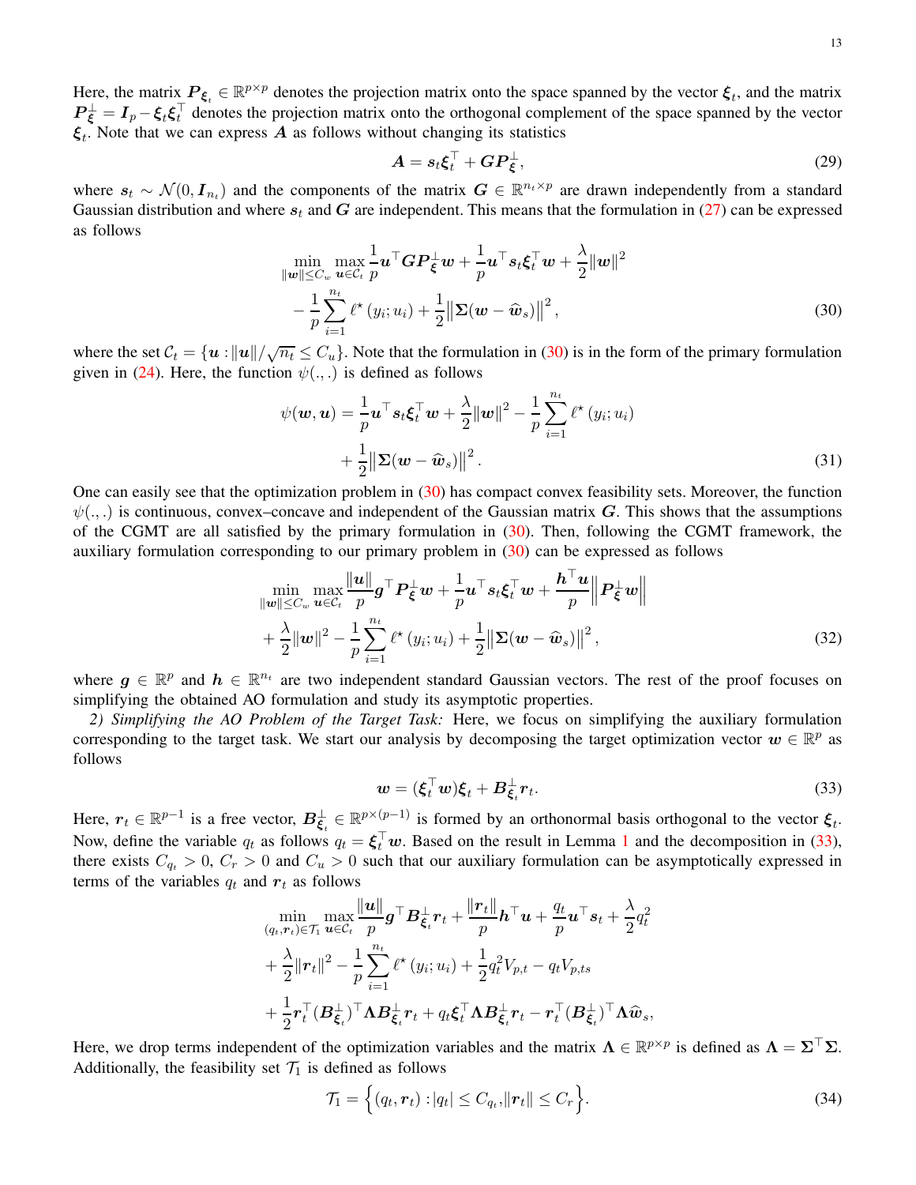Here, the matrix $\boldsymbol{P}_{\boldsymbol{\xi}_t} \in \mathbb{R}^{p\times p}$ denotes the projection matrix onto the space spanned by the vector $\boldsymbol{\xi}_t$, and the matrix $\boldsymbol{P}_{\boldsymbol{\xi}}^{\perp} = \boldsymbol{I}_p - \boldsymbol{\xi}_t\boldsymbol{\xi}_t^\top$ denotes the projection matrix onto the orthogonal complement of the space spanned by the vector $\boldsymbol{\xi}_t$. Note that we can express $\boldsymbol{A}$ as follows without changing its statistics

$$\boldsymbol{A} = \boldsymbol{s}_t\boldsymbol{\xi}_t^\top + \boldsymbol{G}\boldsymbol{P}_{\boldsymbol{\xi}}^{\perp}, \tag{29}$$

where $\boldsymbol{s}_t \sim \mathcal{N}(0, \boldsymbol{I}_{n_t})$ and the components of the matrix $\boldsymbol{G} \in \mathbb{R}^{n_t\times p}$ are drawn independently from a standard Gaussian distribution and where $\boldsymbol{s}_t$ and $\boldsymbol{G}$ are independent. This means that the formulation in (27) can be expressed as follows

$$\begin{aligned}\min_{\|\boldsymbol{w}\|\le C_w}\max_{\boldsymbol{u}\in\mathcal{C}_t}&\ \frac{1}{p}\boldsymbol{u}^\top\boldsymbol{G}\boldsymbol{P}_{\boldsymbol{\xi}}^{\perp}\boldsymbol{w} + \frac{1}{p}\boldsymbol{u}^\top\boldsymbol{s}_t\boldsymbol{\xi}_t^\top\boldsymbol{w} + \frac{\lambda}{2}\|\boldsymbol{w}\|^2\\ &- \frac{1}{p}\sum_{i=1}^{n_t}\ell^\star(y_i;u_i) + \frac{1}{2}\big\|\boldsymbol{\Sigma}(\boldsymbol{w}-\widehat{\boldsymbol{w}}_s)\big\|^2,\end{aligned} \tag{30}$$

where the set $\mathcal{C}_t = \{\boldsymbol{u} : \|\boldsymbol{u}\|/\sqrt{n_t} \le C_u\}$. Note that the formulation in (30) is in the form of the primary formulation given in (24). Here, the function $\psi(.,.)$ is defined as follows

$$\begin{aligned}\psi(\boldsymbol{w},\boldsymbol{u}) = &\ \frac{1}{p}\boldsymbol{u}^\top\boldsymbol{s}_t\boldsymbol{\xi}_t^\top\boldsymbol{w} + \frac{\lambda}{2}\|\boldsymbol{w}\|^2 - \frac{1}{p}\sum_{i=1}^{n_t}\ell^\star(y_i;u_i)\\ &+ \frac{1}{2}\big\|\boldsymbol{\Sigma}(\boldsymbol{w}-\widehat{\boldsymbol{w}}_s)\big\|^2.\end{aligned} \tag{31}$$

One can easily see that the optimization problem in (30) has compact convex feasibility sets. Moreover, the function $\psi(.,.)$ is continuous, convex–concave and independent of the Gaussian matrix $\boldsymbol{G}$. This shows that the assumptions of the CGMT are all satisfied by the primary formulation in (30). Then, following the CGMT framework, the auxiliary formulation corresponding to our primary problem in (30) can be expressed as follows

$$\begin{aligned}\min_{\|\boldsymbol{w}\|\le C_w}\max_{\boldsymbol{u}\in\mathcal{C}_t}&\ \frac{\|\boldsymbol{u}\|}{p}\boldsymbol{g}^\top\boldsymbol{P}_{\boldsymbol{\xi}}^{\perp}\boldsymbol{w} + \frac{1}{p}\boldsymbol{u}^\top\boldsymbol{s}_t\boldsymbol{\xi}_t^\top\boldsymbol{w} + \frac{\boldsymbol{h}^\top\boldsymbol{u}}{p}\big\|\boldsymbol{P}_{\boldsymbol{\xi}}^{\perp}\boldsymbol{w}\big\|\\ &+ \frac{\lambda}{2}\|\boldsymbol{w}\|^2 - \frac{1}{p}\sum_{i=1}^{n_t}\ell^\star(y_i;u_i) + \frac{1}{2}\big\|\boldsymbol{\Sigma}(\boldsymbol{w}-\widehat{\boldsymbol{w}}_s)\big\|^2,\end{aligned} \tag{32}$$

where $\boldsymbol{g} \in \mathbb{R}^p$ and $\boldsymbol{h} \in \mathbb{R}^{n_t}$ are two independent standard Gaussian vectors. The rest of the proof focuses on simplifying the obtained AO formulation and study its asymptotic properties.

*2) Simplifying the AO Problem of the Target Task:* Here, we focus on simplifying the auxiliary formulation corresponding to the target task. We start our analysis by decomposing the target optimization vector $\boldsymbol{w} \in \mathbb{R}^p$ as follows

$$\boldsymbol{w} = (\boldsymbol{\xi}_t^\top\boldsymbol{w})\boldsymbol{\xi}_t + \boldsymbol{B}_{\boldsymbol{\xi}_t}^{\perp}\boldsymbol{r}_t. \tag{33}$$

Here, $\boldsymbol{r}_t \in \mathbb{R}^{p-1}$ is a free vector, $\boldsymbol{B}_{\boldsymbol{\xi}_t}^{\perp} \in \mathbb{R}^{p\times(p-1)}$ is formed by an orthonormal basis orthogonal to the vector $\boldsymbol{\xi}_t$. Now, define the variable $q_t$ as follows $q_t = \boldsymbol{\xi}_t^\top\boldsymbol{w}$. Based on the result in Lemma 1 and the decomposition in (33), there exists $C_{q_t} > 0$, $C_r > 0$ and $C_u > 0$ such that our auxiliary formulation can be asymptotically expressed in terms of the variables $q_t$ and $\boldsymbol{r}_t$ as follows

$$\begin{aligned}\min_{(q_t,\boldsymbol{r}_t)\in\mathcal{T}_1}\max_{\boldsymbol{u}\in\mathcal{C}_t}&\ \frac{\|\boldsymbol{u}\|}{p}\boldsymbol{g}^\top\boldsymbol{B}_{\boldsymbol{\xi}_t}^{\perp}\boldsymbol{r}_t + \frac{\|\boldsymbol{r}_t\|}{p}\boldsymbol{h}^\top\boldsymbol{u} + \frac{q_t}{p}\boldsymbol{u}^\top\boldsymbol{s}_t + \frac{\lambda}{2}q_t^2\\ &+ \frac{\lambda}{2}\|\boldsymbol{r}_t\|^2 - \frac{1}{p}\sum_{i=1}^{n_t}\ell^\star(y_i;u_i) + \frac{1}{2}q_t^2V_{p,t} - q_tV_{p,ts}\\ &+ \frac{1}{2}\boldsymbol{r}_t^\top(\boldsymbol{B}_{\boldsymbol{\xi}_t}^{\perp})^\top\boldsymbol{\Lambda}\boldsymbol{B}_{\boldsymbol{\xi}_t}^{\perp}\boldsymbol{r}_t + q_t\boldsymbol{\xi}_t^\top\boldsymbol{\Lambda}\boldsymbol{B}_{\boldsymbol{\xi}_t}^{\perp}\boldsymbol{r}_t - \boldsymbol{r}_t^\top(\boldsymbol{B}_{\boldsymbol{\xi}_t}^{\perp})^\top\boldsymbol{\Lambda}\widehat{\boldsymbol{w}}_s,\end{aligned}$$

Here, we drop terms independent of the optimization variables and the matrix $\boldsymbol{\Lambda} \in \mathbb{R}^{p\times p}$ is defined as $\boldsymbol{\Lambda} = \boldsymbol{\Sigma}^\top\boldsymbol{\Sigma}$. Additionally, the feasibility set $\mathcal{T}_1$ is defined as follows

$$\mathcal{T}_1 = \Big\{(q_t,\boldsymbol{r}_t) : |q_t| \le C_{q_t}, \|\boldsymbol{r}_t\| \le C_r\Big\}. \tag{34}$$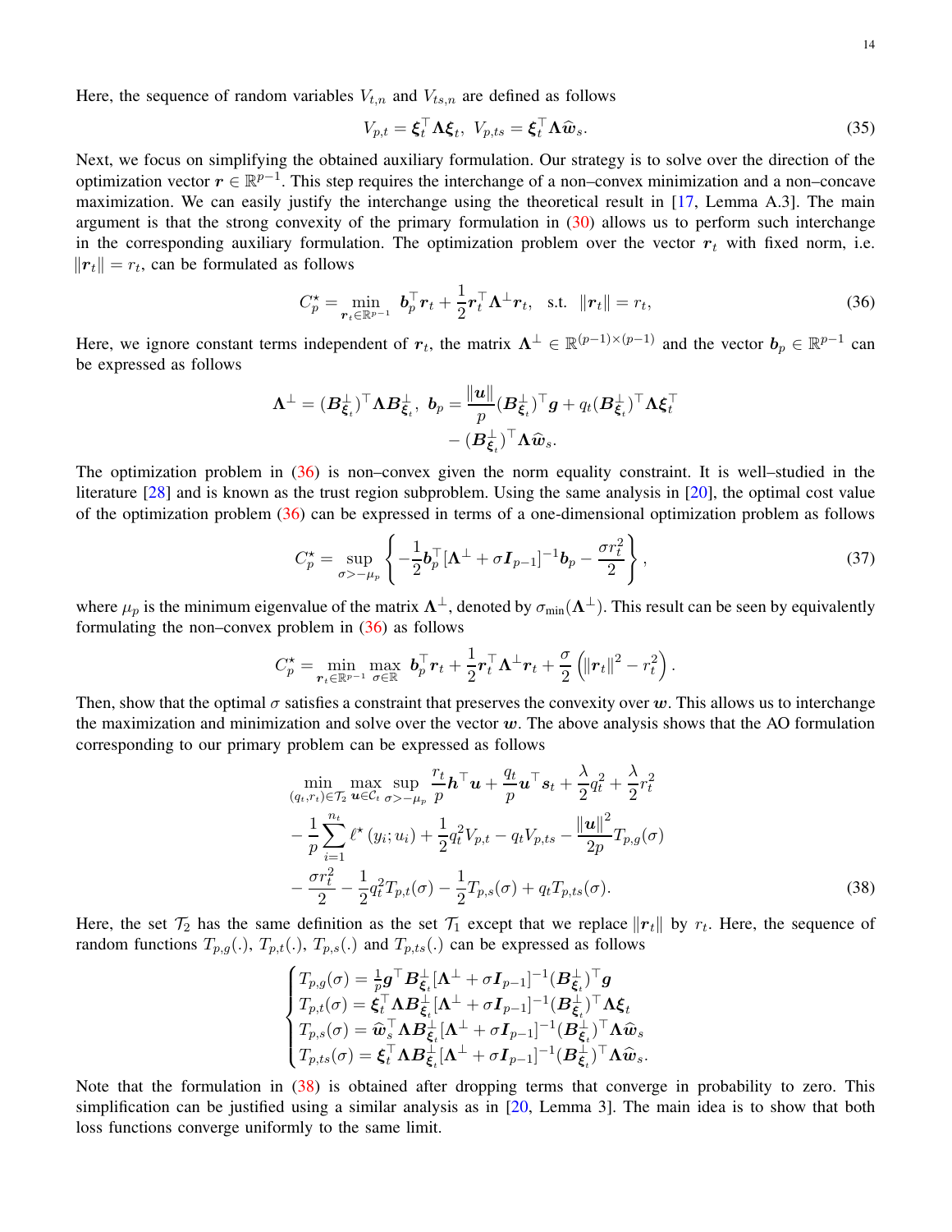Here, the sequence of random variables $V_{t,n}$ and $V_{ts,n}$ are defined as follows

$$V_{p,t} = \boldsymbol{\xi}_t^\top \boldsymbol{\Lambda} \boldsymbol{\xi}_t, \ V_{p,ts} = \boldsymbol{\xi}_t^\top \boldsymbol{\Lambda} \widehat{\boldsymbol{w}}_s. \tag{35}$$

Next, we focus on simplifying the obtained auxiliary formulation. Our strategy is to solve over the direction of the optimization vector $\boldsymbol{r} \in \mathbb{R}^{p-1}$. This step requires the interchange of a non–convex minimization and a non–concave maximization. We can easily justify the interchange using the theoretical result in [17, Lemma A.3]. The main argument is that the strong convexity of the primary formulation in (30) allows us to perform such interchange in the corresponding auxiliary formulation. The optimization problem over the vector $\boldsymbol{r}_t$ with fixed norm, i.e. $\|\boldsymbol{r}_t\| = r_t$, can be formulated as follows

$$C_p^\star = \min_{\boldsymbol{r}_t \in \mathbb{R}^{p-1}} \ \boldsymbol{b}_p^\top \boldsymbol{r}_t + \frac{1}{2} \boldsymbol{r}_t^\top \boldsymbol{\Lambda}^\perp \boldsymbol{r}_t, \ \ \text{s.t.} \ \ \|\boldsymbol{r}_t\| = r_t, \tag{36}$$

Here, we ignore constant terms independent of $\boldsymbol{r}_t$, the matrix $\boldsymbol{\Lambda}^\perp \in \mathbb{R}^{(p-1)\times(p-1)}$ and the vector $\boldsymbol{b}_p \in \mathbb{R}^{p-1}$ can be expressed as follows

$$\boldsymbol{\Lambda}^\perp = (\boldsymbol{B}_{\boldsymbol{\xi}_t}^\perp)^\top \boldsymbol{\Lambda} \boldsymbol{B}_{\boldsymbol{\xi}_t}^\perp, \ \boldsymbol{b}_p = \frac{\|\boldsymbol{u}\|}{p} (\boldsymbol{B}_{\boldsymbol{\xi}_t}^\perp)^\top \boldsymbol{g} + q_t (\boldsymbol{B}_{\boldsymbol{\xi}_t}^\perp)^\top \boldsymbol{\Lambda} \boldsymbol{\xi}_t^\top - (\boldsymbol{B}_{\boldsymbol{\xi}_t}^\perp)^\top \boldsymbol{\Lambda} \widehat{\boldsymbol{w}}_s.$$

The optimization problem in (36) is non–convex given the norm equality constraint. It is well–studied in the literature [28] and is known as the trust region subproblem. Using the same analysis in [20], the optimal cost value of the optimization problem (36) can be expressed in terms of a one-dimensional optimization problem as follows

$$C_p^\star = \sup_{\sigma > -\mu_p} \left\{ -\frac{1}{2} \boldsymbol{b}_p^\top [\boldsymbol{\Lambda}^\perp + \sigma \boldsymbol{I}_{p-1}]^{-1} \boldsymbol{b}_p - \frac{\sigma r_t^2}{2} \right\}, \tag{37}$$

where $\mu_p$ is the minimum eigenvalue of the matrix $\boldsymbol{\Lambda}^\perp$, denoted by $\sigma_{\min}(\boldsymbol{\Lambda}^\perp)$. This result can be seen by equivalently formulating the non–convex problem in (36) as follows

$$C_p^\star = \min_{\boldsymbol{r}_t \in \mathbb{R}^{p-1}} \max_{\sigma \in \mathbb{R}} \ \boldsymbol{b}_p^\top \boldsymbol{r}_t + \frac{1}{2} \boldsymbol{r}_t^\top \boldsymbol{\Lambda}^\perp \boldsymbol{r}_t + \frac{\sigma}{2} \left( \|\boldsymbol{r}_t\|^2 - r_t^2 \right).$$

Then, show that the optimal $\sigma$ satisfies a constraint that preserves the convexity over $\boldsymbol{w}$. This allows us to interchange the maximization and minimization and solve over the vector $\boldsymbol{w}$. The above analysis shows that the AO formulation corresponding to our primary problem can be expressed as follows

$$\begin{aligned}
&\min_{(q_t, r_t) \in \mathcal{T}_2} \max_{\boldsymbol{u} \in \mathcal{C}_t} \sup_{\sigma > -\mu_p} \frac{r_t}{p} \boldsymbol{h}^\top \boldsymbol{u} + \frac{q_t}{p} \boldsymbol{u}^\top \boldsymbol{s}_t + \frac{\lambda}{2} q_t^2 + \frac{\lambda}{2} r_t^2 \\
&- \frac{1}{p} \sum_{i=1}^{n_t} \ell^\star (y_i; u_i) + \frac{1}{2} q_t^2 V_{p,t} - q_t V_{p,ts} - \frac{\|\boldsymbol{u}\|^2}{2p} T_{p,g}(\sigma) \\
&- \frac{\sigma r_t^2}{2} - \frac{1}{2} q_t^2 T_{p,t}(\sigma) - \frac{1}{2} T_{p,s}(\sigma) + q_t T_{p,ts}(\sigma).
\end{aligned} \tag{38}$$

Here, the set $\mathcal{T}_2$ has the same definition as the set $\mathcal{T}_1$ except that we replace $\|\boldsymbol{r}_t\|$ by $r_t$. Here, the sequence of random functions $T_{p,g}(.)$, $T_{p,t}(.)$, $T_{p,s}(.)$ and $T_{p,ts}(.)$ can be expressed as follows

$$\begin{cases}
T_{p,g}(\sigma) = \frac{1}{p} \boldsymbol{g}^\top \boldsymbol{B}_{\boldsymbol{\xi}_t}^\perp [\boldsymbol{\Lambda}^\perp + \sigma \boldsymbol{I}_{p-1}]^{-1} (\boldsymbol{B}_{\boldsymbol{\xi}_t}^\perp)^\top \boldsymbol{g} \\
T_{p,t}(\sigma) = \boldsymbol{\xi}_t^\top \boldsymbol{\Lambda} \boldsymbol{B}_{\boldsymbol{\xi}_t}^\perp [\boldsymbol{\Lambda}^\perp + \sigma \boldsymbol{I}_{p-1}]^{-1} (\boldsymbol{B}_{\boldsymbol{\xi}_t}^\perp)^\top \boldsymbol{\Lambda} \boldsymbol{\xi}_t \\
T_{p,s}(\sigma) = \widehat{\boldsymbol{w}}_s^\top \boldsymbol{\Lambda} \boldsymbol{B}_{\boldsymbol{\xi}_t}^\perp [\boldsymbol{\Lambda}^\perp + \sigma \boldsymbol{I}_{p-1}]^{-1} (\boldsymbol{B}_{\boldsymbol{\xi}_t}^\perp)^\top \boldsymbol{\Lambda} \widehat{\boldsymbol{w}}_s \\
T_{p,ts}(\sigma) = \boldsymbol{\xi}_t^\top \boldsymbol{\Lambda} \boldsymbol{B}_{\boldsymbol{\xi}_t}^\perp [\boldsymbol{\Lambda}^\perp + \sigma \boldsymbol{I}_{p-1}]^{-1} (\boldsymbol{B}_{\boldsymbol{\xi}_t}^\perp)^\top \boldsymbol{\Lambda} \widehat{\boldsymbol{w}}_s.
\end{cases}$$

Note that the formulation in (38) is obtained after dropping terms that converge in probability to zero. This simplification can be justified using a similar analysis as in [20, Lemma 3]. The main idea is to show that both loss functions converge uniformly to the same limit.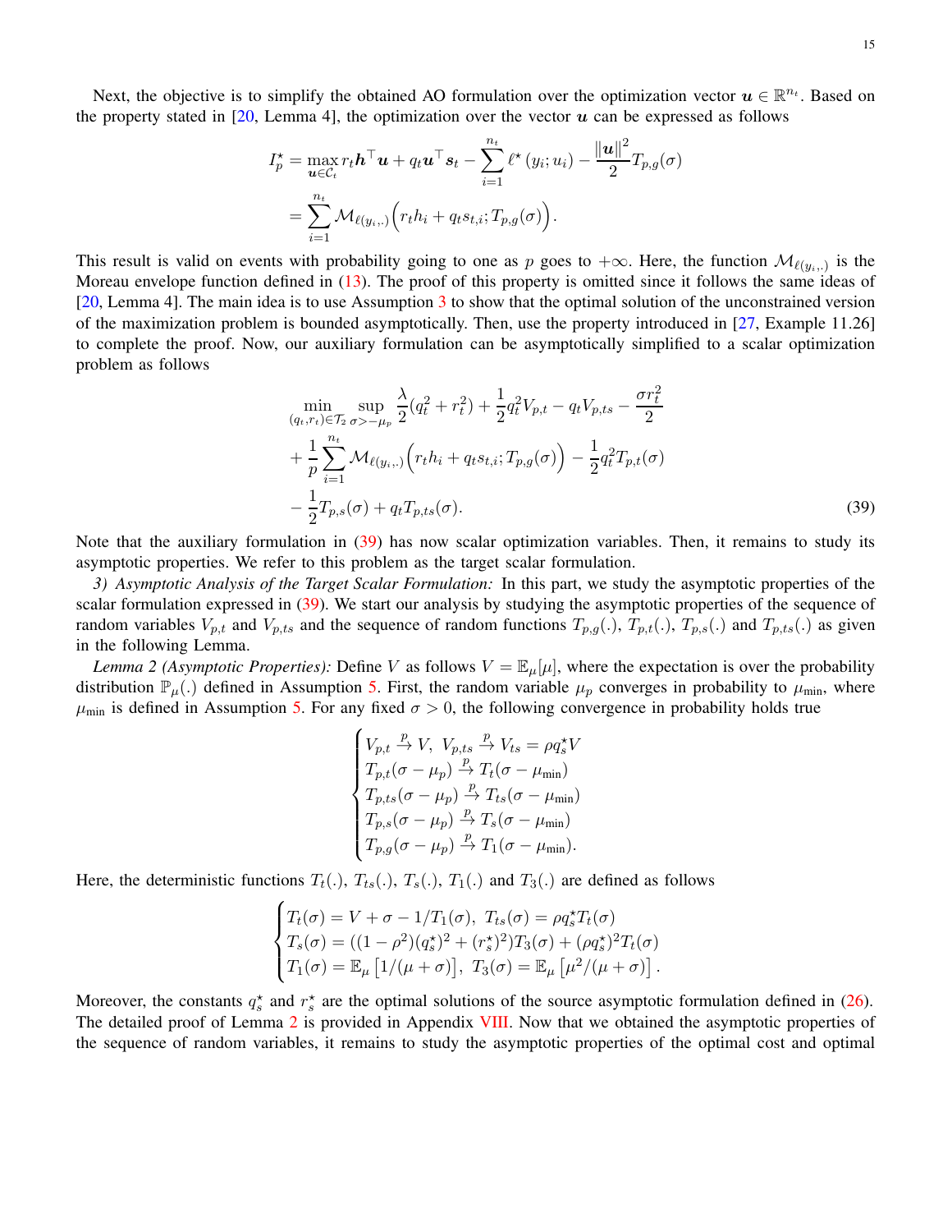Next, the objective is to simplify the obtained AO formulation over the optimization vector $\boldsymbol{u} \in \mathbb{R}^{n_t}$. Based on the property stated in [20, Lemma 4], the optimization over the vector $\boldsymbol{u}$ can be expressed as follows

$$
\begin{aligned}
I_p^\star &= \max_{\boldsymbol{u} \in \mathcal{C}_t} r_t \boldsymbol{h}^\top \boldsymbol{u} + q_t \boldsymbol{u}^\top \boldsymbol{s}_t - \sum_{i=1}^{n_t} \ell^\star(y_i; u_i) - \frac{\|\boldsymbol{u}\|^2}{2} T_{p,g}(\sigma) \\
&= \sum_{i=1}^{n_t} \mathcal{M}_{\ell(y_i,.)}\Big( r_t h_i + q_t s_{t,i}; T_{p,g}(\sigma) \Big).
\end{aligned}
$$

This result is valid on events with probability going to one as $p$ goes to $+\infty$. Here, the function $\mathcal{M}_{\ell(y_i,.)}$ is the Moreau envelope function defined in (13). The proof of this property is omitted since it follows the same ideas of [20, Lemma 4]. The main idea is to use Assumption 3 to show that the optimal solution of the unconstrained version of the maximization problem is bounded asymptotically. Then, use the property introduced in [27, Example 11.26] to complete the proof. Now, our auxiliary formulation can be asymptotically simplified to a scalar optimization problem as follows

$$
\begin{aligned}
&\min_{(q_t, r_t) \in \mathcal{T}_2} \sup_{\sigma > -\mu_p} \frac{\lambda}{2}(q_t^2 + r_t^2) + \frac{1}{2} q_t^2 V_{p,t} - q_t V_{p,ts} - \frac{\sigma r_t^2}{2} \\
&+ \frac{1}{p} \sum_{i=1}^{n_t} \mathcal{M}_{\ell(y_i,.)}\Big( r_t h_i + q_t s_{t,i}; T_{p,g}(\sigma) \Big) - \frac{1}{2} q_t^2 T_{p,t}(\sigma) \\
&- \frac{1}{2} T_{p,s}(\sigma) + q_t T_{p,ts}(\sigma).
\end{aligned} \tag{39}
$$

Note that the auxiliary formulation in (39) has now scalar optimization variables. Then, it remains to study its asymptotic properties. We refer to this problem as the target scalar formulation.

*3) Asymptotic Analysis of the Target Scalar Formulation:* In this part, we study the asymptotic properties of the scalar formulation expressed in (39). We start our analysis by studying the asymptotic properties of the sequence of random variables $V_{p,t}$ and $V_{p,ts}$ and the sequence of random functions $T_{p,g}(.)$, $T_{p,t}(.)$, $T_{p,s}(.)$ and $T_{p,ts}(.)$ as given in the following Lemma.

*Lemma 2 (Asymptotic Properties):* Define $V$ as follows $V = \mathbb{E}_\mu[\mu]$, where the expectation is over the probability distribution $\mathbb{P}_\mu(.)$ defined in Assumption 5. First, the random variable $\mu_p$ converges in probability to $\mu_{\min}$, where $\mu_{\min}$ is defined in Assumption 5. For any fixed $\sigma > 0$, the following convergence in probability holds true

$$
\begin{cases}
V_{p,t} \xrightarrow{p} V, \ V_{p,ts} \xrightarrow{p} V_{ts} = \rho q_s^\star V \\
T_{p,t}(\sigma - \mu_p) \xrightarrow{p} T_t(\sigma - \mu_{\min}) \\
T_{p,ts}(\sigma - \mu_p) \xrightarrow{p} T_{ts}(\sigma - \mu_{\min}) \\
T_{p,s}(\sigma - \mu_p) \xrightarrow{p} T_s(\sigma - \mu_{\min}) \\
T_{p,g}(\sigma - \mu_p) \xrightarrow{p} T_1(\sigma - \mu_{\min}).
\end{cases}
$$

Here, the deterministic functions $T_t(.)$, $T_{ts}(.)$, $T_s(.)$, $T_1(.)$ and $T_3(.)$ are defined as follows

$$
\begin{cases}
T_t(\sigma) = V + \sigma - 1/T_1(\sigma), \ T_{ts}(\sigma) = \rho q_s^\star T_t(\sigma) \\
T_s(\sigma) = ((1-\rho^2)(q_s^\star)^2 + (r_s^\star)^2) T_3(\sigma) + (\rho q_s^\star)^2 T_t(\sigma) \\
T_1(\sigma) = \mathbb{E}_\mu\left[1/(\mu + \sigma)\right], \ T_3(\sigma) = \mathbb{E}_\mu\left[\mu^2/(\mu + \sigma)\right].
\end{cases}
$$

Moreover, the constants $q_s^\star$ and $r_s^\star$ are the optimal solutions of the source asymptotic formulation defined in (26). The detailed proof of Lemma 2 is provided in Appendix VIII. Now that we obtained the asymptotic properties of the sequence of random variables, it remains to study the asymptotic properties of the optimal cost and optimal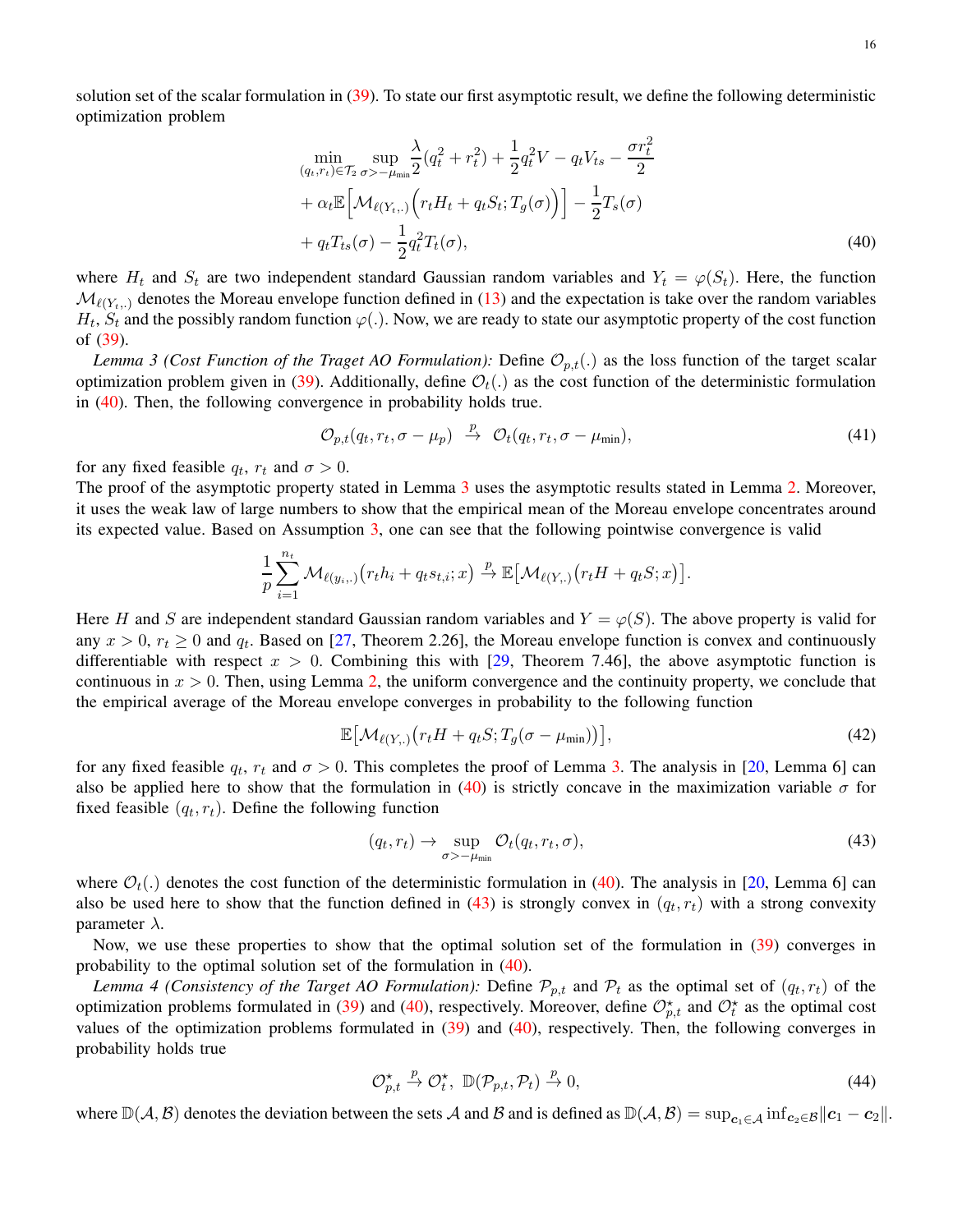solution set of the scalar formulation in (39). To state our first asymptotic result, we define the following deterministic optimization problem

$$
\begin{aligned}
&\min_{(q_t,r_t)\in\mathcal{T}_2} \sup_{\sigma>-\mu_{\min}} \frac{\lambda}{2}(q_t^2+r_t^2)+\frac{1}{2}q_t^2 V - q_t V_{ts} - \frac{\sigma r_t^2}{2} \\
&+\alpha_t \mathbb{E}\Big[\mathcal{M}_{\ell(Y_t,.)}\Big(r_t H_t + q_t S_t; T_g(\sigma)\Big)\Big] - \frac{1}{2}T_s(\sigma) \\
&+ q_t T_{ts}(\sigma) - \frac{1}{2}q_t^2 T_t(\sigma),
\end{aligned} \tag{40}
$$

where $H_t$ and $S_t$ are two independent standard Gaussian random variables and $Y_t = \varphi(S_t)$. Here, the function $\mathcal{M}_{\ell(Y_t,.)}$ denotes the Moreau envelope function defined in (13) and the expectation is take over the random variables $H_t$, $S_t$ and the possibly random function $\varphi(.)$. Now, we are ready to state our asymptotic property of the cost function of (39).

*Lemma 3 (Cost Function of the Traget AO Formulation):* Define $\mathcal{O}_{p,t}(.)$ as the loss function of the target scalar optimization problem given in (39). Additionally, define $\mathcal{O}_t(.)$ as the cost function of the deterministic formulation in (40). Then, the following convergence in probability holds true.

$$
\mathcal{O}_{p,t}(q_t, r_t, \sigma - \mu_p) \ \xrightarrow{p} \ \mathcal{O}_t(q_t, r_t, \sigma - \mu_{\min}), \tag{41}
$$

for any fixed feasible $q_t$, $r_t$ and $\sigma > 0$.
The proof of the asymptotic property stated in Lemma 3 uses the asymptotic results stated in Lemma 2. Moreover, it uses the weak law of large numbers to show that the empirical mean of the Moreau envelope concentrates around its expected value. Based on Assumption 3, one can see that the following pointwise convergence is valid

$$
\frac{1}{p}\sum_{i=1}^{n_t} \mathcal{M}_{\ell(y_i,.)}\big(r_t h_i + q_t s_{t,i}; x\big) \xrightarrow{p} \mathbb{E}\big[\mathcal{M}_{\ell(Y,.)}\big(r_t H + q_t S; x\big)\big].
$$

Here $H$ and $S$ are independent standard Gaussian random variables and $Y = \varphi(S)$. The above property is valid for any $x > 0$, $r_t \geq 0$ and $q_t$. Based on [27, Theorem 2.26], the Moreau envelope function is convex and continuously differentiable with respect $x > 0$. Combining this with [29, Theorem 7.46], the above asymptotic function is continuous in $x > 0$. Then, using Lemma 2, the uniform convergence and the continuity property, we conclude that the empirical average of the Moreau envelope converges in probability to the following function

$$
\mathbb{E}\big[\mathcal{M}_{\ell(Y,.)}\big(r_t H + q_t S; T_g(\sigma - \mu_{\min})\big)\big], \tag{42}
$$

for any fixed feasible $q_t$, $r_t$ and $\sigma > 0$. This completes the proof of Lemma 3. The analysis in [20, Lemma 6] can also be applied here to show that the formulation in (40) is strictly concave in the maximization variable $\sigma$ for fixed feasible $(q_t, r_t)$. Define the following function

$$
(q_t, r_t) \to \sup_{\sigma > -\mu_{\min}} \mathcal{O}_t(q_t, r_t, \sigma), \tag{43}
$$

where $\mathcal{O}_t(.)$ denotes the cost function of the deterministic formulation in (40). The analysis in [20, Lemma 6] can also be used here to show that the function defined in (43) is strongly convex in $(q_t, r_t)$ with a strong convexity parameter $\lambda$.

Now, we use these properties to show that the optimal solution set of the formulation in (39) converges in probability to the optimal solution set of the formulation in (40).

*Lemma 4 (Consistency of the Target AO Formulation):* Define $\mathcal{P}_{p,t}$ and $\mathcal{P}_t$ as the optimal set of $(q_t, r_t)$ of the optimization problems formulated in (39) and (40), respectively. Moreover, define $\mathcal{O}_{p,t}^\star$ and $\mathcal{O}_t^\star$ as the optimal cost values of the optimization problems formulated in (39) and (40), respectively. Then, the following converges in probability holds true

$$
\mathcal{O}_{p,t}^\star \xrightarrow{p} \mathcal{O}_t^\star, \ \ \mathbb{D}(\mathcal{P}_{p,t}, \mathcal{P}_t) \xrightarrow{p} 0, \tag{44}
$$

where $\mathbb{D}(\mathcal{A}, \mathcal{B})$ denotes the deviation between the sets $\mathcal{A}$ and $\mathcal{B}$ and is defined as $\mathbb{D}(\mathcal{A}, \mathcal{B}) = \sup_{\boldsymbol{c}_1 \in \mathcal{A}} \inf_{\boldsymbol{c}_2 \in \mathcal{B}} \|\boldsymbol{c}_1 - \boldsymbol{c}_2\|$.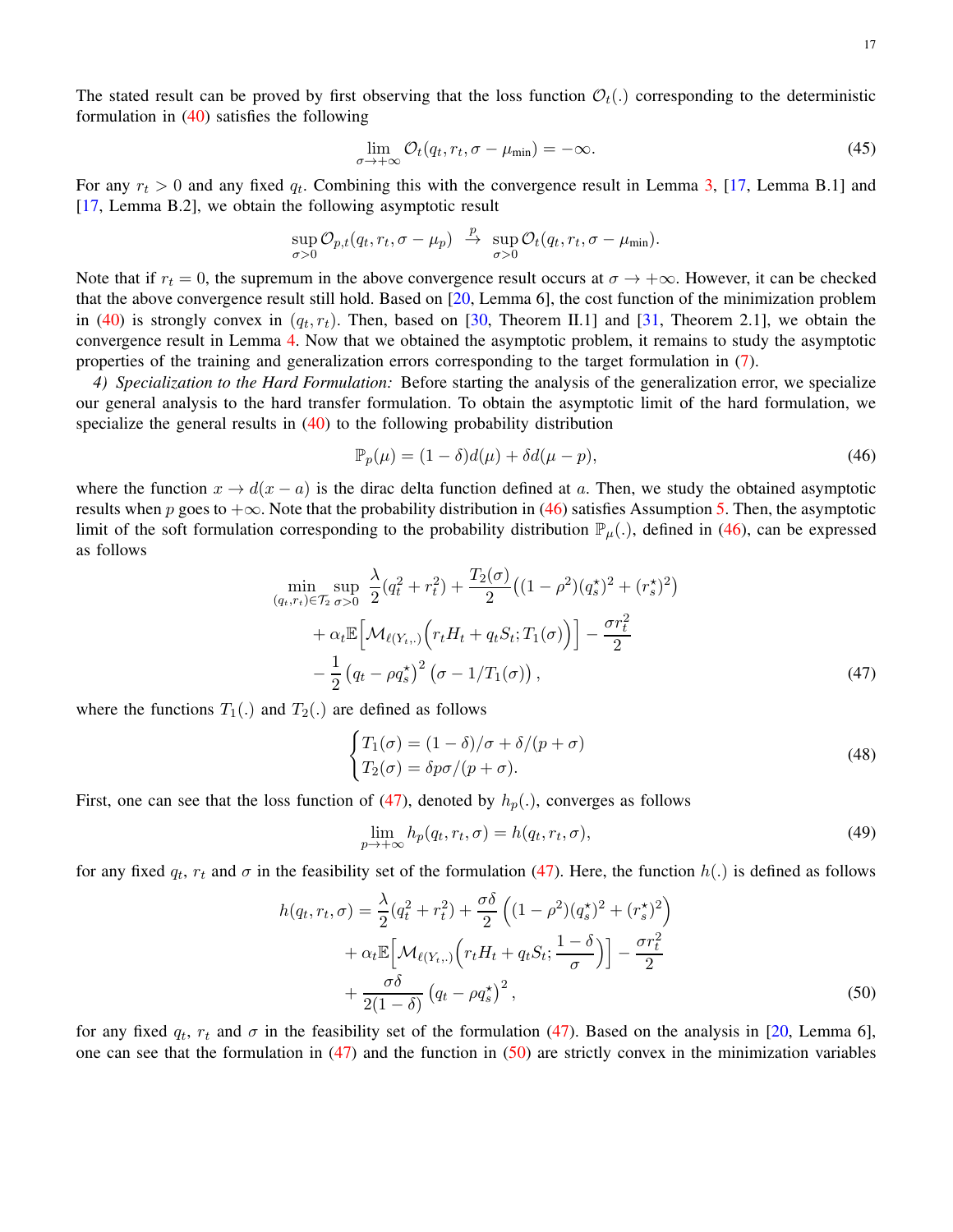The stated result can be proved by first observing that the loss function $\mathcal{O}_t(.)$ corresponding to the deterministic formulation in (40) satisfies the following

$$\lim_{\sigma \to +\infty} \mathcal{O}_t(q_t, r_t, \sigma - \mu_{\min}) = -\infty. \tag{45}$$

For any $r_t > 0$ and any fixed $q_t$. Combining this with the convergence result in Lemma 3, [17, Lemma B.1] and [17, Lemma B.2], we obtain the following asymptotic result

$$\sup_{\sigma > 0} \mathcal{O}_{p,t}(q_t, r_t, \sigma - \mu_p) \ \xrightarrow{p} \ \sup_{\sigma > 0} \mathcal{O}_t(q_t, r_t, \sigma - \mu_{\min}).$$

Note that if $r_t = 0$, the supremum in the above convergence result occurs at $\sigma \to +\infty$. However, it can be checked that the above convergence result still hold. Based on [20, Lemma 6], the cost function of the minimization problem in (40) is strongly convex in $(q_t, r_t)$. Then, based on [30, Theorem II.1] and [31, Theorem 2.1], we obtain the convergence result in Lemma 4. Now that we obtained the asymptotic problem, it remains to study the asymptotic properties of the training and generalization errors corresponding to the target formulation in (7).

*4) Specialization to the Hard Formulation:* Before starting the analysis of the generalization error, we specialize our general analysis to the hard transfer formulation. To obtain the asymptotic limit of the hard formulation, we specialize the general results in (40) to the following probability distribution

$$\mathbb{P}_p(\mu) = (1 - \delta) d(\mu) + \delta d(\mu - p), \tag{46}$$

where the function $x \to d(x - a)$ is the dirac delta function defined at $a$. Then, we study the obtained asymptotic results when $p$ goes to $+\infty$. Note that the probability distribution in (46) satisfies Assumption 5. Then, the asymptotic limit of the soft formulation corresponding to the probability distribution $\mathbb{P}_\mu(.)$, defined in (46), can be expressed as follows

$$\begin{aligned}
\min_{(q_t, r_t) \in \mathcal{T}_2} \sup_{\sigma > 0} \ & \frac{\lambda}{2}(q_t^2 + r_t^2) + \frac{T_2(\sigma)}{2}\big((1 - \rho^2)(q_s^\star)^2 + (r_s^\star)^2\big) \\
& + \alpha_t \mathbb{E}\Big[\mathcal{M}_{\ell(Y_t, .)}\Big(r_t H_t + q_t S_t; T_1(\sigma)\Big)\Big] - \frac{\sigma r_t^2}{2} \\
& - \frac{1}{2}\left(q_t - \rho q_s^\star\right)^2 \left(\sigma - 1/T_1(\sigma)\right),
\end{aligned} \tag{47}$$

where the functions $T_1(.)$ and $T_2(.)$ are defined as follows

$$\begin{cases} T_1(\sigma) = (1 - \delta)/\sigma + \delta/(p + \sigma) \\ T_2(\sigma) = \delta p \sigma/(p + \sigma). \end{cases} \tag{48}$$

First, one can see that the loss function of (47), denoted by $h_p(.)$, converges as follows

$$\lim_{p \to +\infty} h_p(q_t, r_t, \sigma) = h(q_t, r_t, \sigma), \tag{49}$$

for any fixed $q_t$, $r_t$ and $\sigma$ in the feasibility set of the formulation (47). Here, the function $h(.)$ is defined as follows

$$\begin{aligned}
h(q_t, r_t, \sigma) = & \frac{\lambda}{2}(q_t^2 + r_t^2) + \frac{\sigma \delta}{2}\left((1 - \rho^2)(q_s^\star)^2 + (r_s^\star)^2\right) \\
& + \alpha_t \mathbb{E}\Big[\mathcal{M}_{\ell(Y_t, .)}\Big(r_t H_t + q_t S_t; \frac{1 - \delta}{\sigma}\Big)\Big] - \frac{\sigma r_t^2}{2} \\
& + \frac{\sigma \delta}{2(1 - \delta)}\left(q_t - \rho q_s^\star\right)^2,
\end{aligned} \tag{50}$$

for any fixed $q_t$, $r_t$ and $\sigma$ in the feasibility set of the formulation (47). Based on the analysis in [20, Lemma 6], one can see that the formulation in (47) and the function in (50) are strictly convex in the minimization variables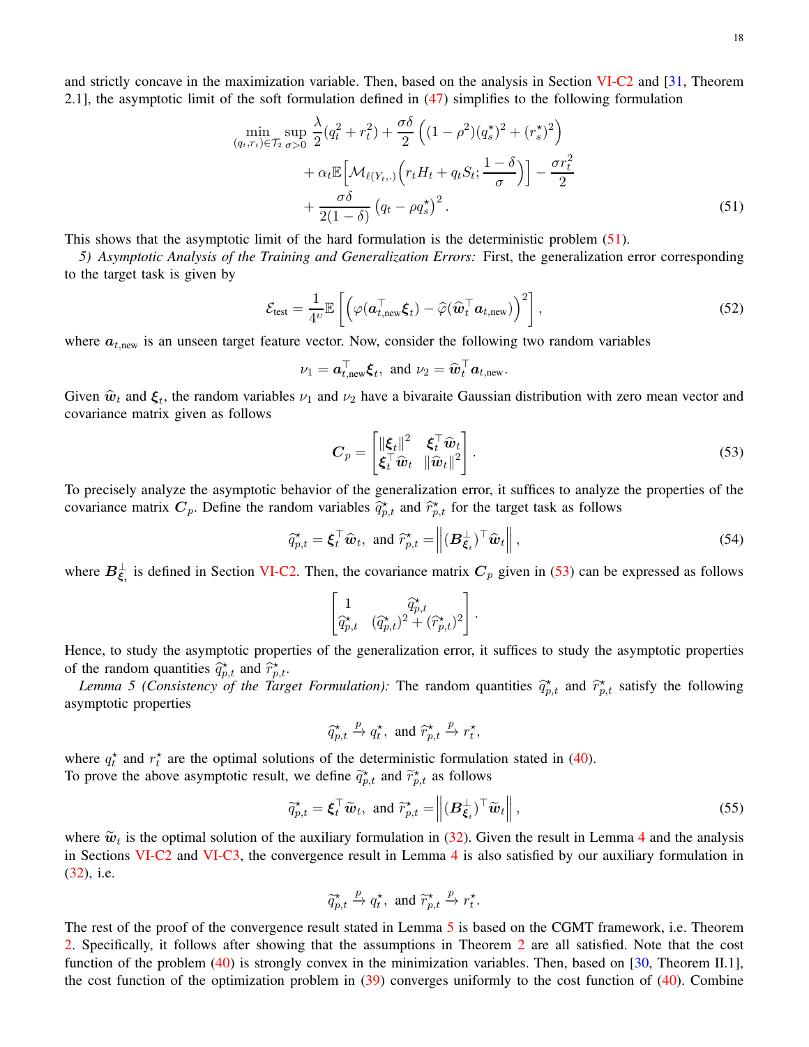and strictly concave in the maximization variable. Then, based on the analysis in Section VI-C2 and [31, Theorem 2.1], the asymptotic limit of the soft formulation defined in (47) simplifies to the following formulation

$$
\begin{aligned}
\min_{(q_t, r_t)\in \mathcal{T}_2} \sup_{\sigma>0} \; & \frac{\lambda}{2}(q_t^2 + r_t^2) + \frac{\sigma\delta}{2}\left((1-\rho^2)(q_s^\star)^2 + (r_s^\star)^2\right) \\
& + \alpha_t \mathbb{E}\Big[\mathcal{M}_{\ell(Y_t,.)}\Big(r_t H_t + q_t S_t; \frac{1-\delta}{\sigma}\Big)\Big] - \frac{\sigma r_t^2}{2} \\
& + \frac{\sigma\delta}{2(1-\delta)}\left(q_t - \rho q_s^\star\right)^2 .
\end{aligned} \tag{51}
$$

This shows that the asymptotic limit of the hard formulation is the deterministic problem (51).

*5) Asymptotic Analysis of the Training and Generalization Errors:* First, the generalization error corresponding to the target task is given by

$$
\mathcal{E}_{\text{test}} = \frac{1}{4^{\upsilon}} \mathbb{E}\left[\left(\varphi(\boldsymbol{a}_{t,\text{new}}^\top \boldsymbol{\xi}_t) - \widehat{\varphi}(\widehat{\boldsymbol{w}}_t^\top \boldsymbol{a}_{t,\text{new}})\right)^2\right], \tag{52}
$$

where $\boldsymbol{a}_{t,\text{new}}$ is an unseen target feature vector. Now, consider the following two random variables

$$
\nu_1 = \boldsymbol{a}_{t,\text{new}}^\top \boldsymbol{\xi}_t, \text{ and } \nu_2 = \widehat{\boldsymbol{w}}_t^\top \boldsymbol{a}_{t,\text{new}}.
$$

Given $\widehat{\boldsymbol{w}}_t$ and $\boldsymbol{\xi}_t$, the random variables $\nu_1$ and $\nu_2$ have a bivaraite Gaussian distribution with zero mean vector and covariance matrix given as follows

$$
\boldsymbol{C}_p = \begin{bmatrix} \|\boldsymbol{\xi}_t\|^2 & \boldsymbol{\xi}_t^\top \widehat{\boldsymbol{w}}_t \\ \boldsymbol{\xi}_t^\top \widehat{\boldsymbol{w}}_t & \|\widehat{\boldsymbol{w}}_t\|^2 \end{bmatrix}. \tag{53}
$$

To precisely analyze the asymptotic behavior of the generalization error, it suffices to analyze the properties of the covariance matrix $\boldsymbol{C}_p$. Define the random variables $\widehat{q}_{p,t}^\star$ and $\widehat{r}_{p,t}^\star$ for the target task as follows

$$
\widehat{q}_{p,t}^\star = \boldsymbol{\xi}_t^\top \widehat{\boldsymbol{w}}_t, \text{ and } \widehat{r}_{p,t}^\star = \left\|(\boldsymbol{B}_{\boldsymbol{\xi}_t}^\perp)^\top \widehat{\boldsymbol{w}}_t\right\|, \tag{54}
$$

where $\boldsymbol{B}_{\boldsymbol{\xi}_t}^\perp$ is defined in Section VI-C2. Then, the covariance matrix $\boldsymbol{C}_p$ given in (53) can be expressed as follows

$$
\begin{bmatrix} 1 & \widehat{q}_{p,t}^\star \\ \widehat{q}_{p,t}^\star & (\widehat{q}_{p,t}^\star)^2 + (\widehat{r}_{p,t}^\star)^2 \end{bmatrix}.
$$

Hence, to study the asymptotic properties of the generalization error, it suffices to study the asymptotic properties of the random quantities $\widehat{q}_{p,t}^\star$ and $\widehat{r}_{p,t}^\star$.

*Lemma 5 (Consistency of the Target Formulation):* The random quantities $\widehat{q}_{p,t}^\star$ and $\widehat{r}_{p,t}^\star$ satisfy the following asymptotic properties

$$
\widehat{q}_{p,t}^\star \xrightarrow{p} q_t^\star, \text{ and } \widehat{r}_{p,t}^\star \xrightarrow{p} r_t^\star,
$$

where $q_t^\star$ and $r_t^\star$ are the optimal solutions of the deterministic formulation stated in (40).

To prove the above asymptotic result, we define $\widetilde{q}_{p,t}^\star$ and $\widetilde{r}_{p,t}^\star$ as follows

$$
\widetilde{q}_{p,t}^\star = \boldsymbol{\xi}_t^\top \widetilde{\boldsymbol{w}}_t, \text{ and } \widetilde{r}_{p,t}^\star = \left\|(\boldsymbol{B}_{\boldsymbol{\xi}_t}^\perp)^\top \widetilde{\boldsymbol{w}}_t\right\|, \tag{55}
$$

where $\widetilde{\boldsymbol{w}}_t$ is the optimal solution of the auxiliary formulation in (32). Given the result in Lemma 4 and the analysis in Sections VI-C2 and VI-C3, the convergence result in Lemma 4 is also satisfied by our auxiliary formulation in (32), i.e.

$$
\widetilde{q}_{p,t}^\star \xrightarrow{p} q_t^\star, \text{ and } \widetilde{r}_{p,t}^\star \xrightarrow{p} r_t^\star.
$$

The rest of the proof of the convergence result stated in Lemma 5 is based on the CGMT framework, i.e. Theorem 2. Specifically, it follows after showing that the assumptions in Theorem 2 are all satisfied. Note that the cost function of the problem (40) is strongly convex in the minimization variables. Then, based on [30, Theorem II.1], the cost function of the optimization problem in (39) converges uniformly to the cost function of (40). Combine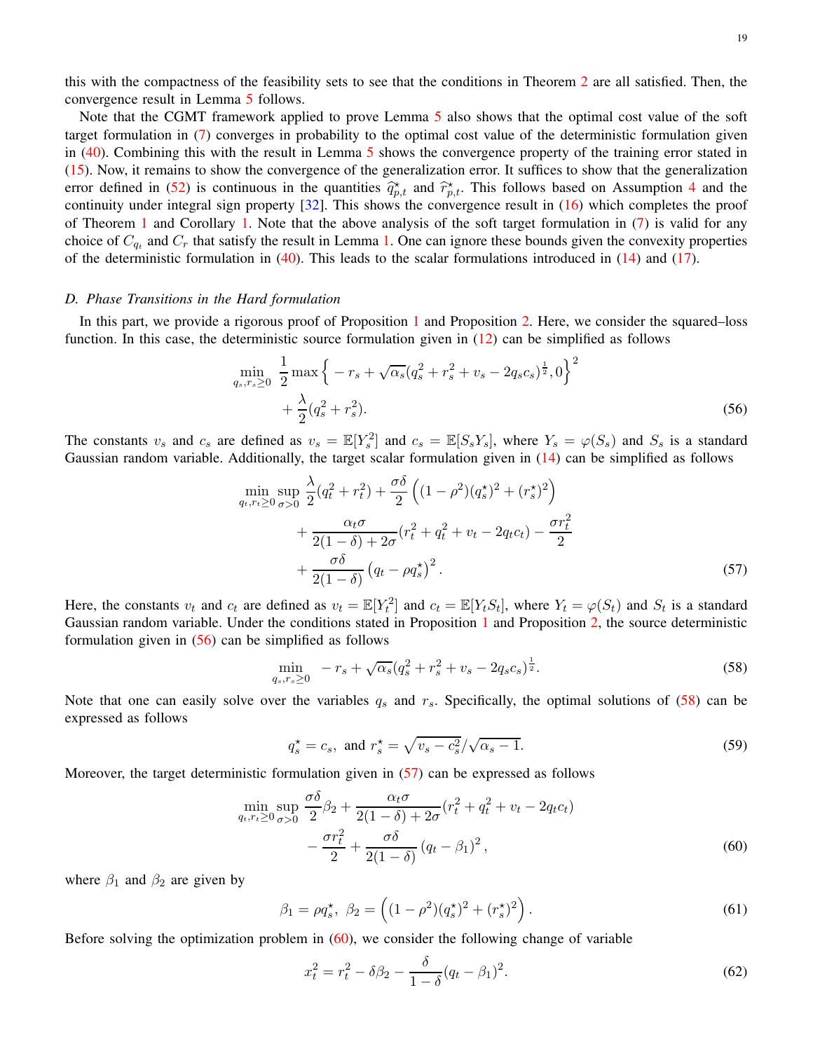this with the compactness of the feasibility sets to see that the conditions in Theorem 2 are all satisfied. Then, the convergence result in Lemma 5 follows.

Note that the CGMT framework applied to prove Lemma 5 also shows that the optimal cost value of the soft target formulation in (7) converges in probability to the optimal cost value of the deterministic formulation given in (40). Combining this with the result in Lemma 5 shows the convergence property of the training error stated in (15). Now, it remains to show the convergence of the generalization error. It suffices to show that the generalization error defined in (52) is continuous in the quantities $\widehat{q}_{p,t}^\star$ and $\widehat{r}_{p,t}^\star$. This follows based on Assumption 4 and the continuity under integral sign property [32]. This shows the convergence result in (16) which completes the proof of Theorem 1 and Corollary 1. Note that the above analysis of the soft target formulation in (7) is valid for any choice of $C_{q_t}$ and $C_r$ that satisfy the result in Lemma 1. One can ignore these bounds given the convexity properties of the deterministic formulation in (40). This leads to the scalar formulations introduced in (14) and (17).

### D. Phase Transitions in the Hard formulation

In this part, we provide a rigorous proof of Proposition 1 and Proposition 2. Here, we consider the squared–loss function. In this case, the deterministic source formulation given in (12) can be simplified as follows

$$
\begin{aligned}
\min_{q_s, r_s \geq 0} \ & \frac{1}{2} \max\Big\{ -r_s + \sqrt{\alpha_s}(q_s^2 + r_s^2 + v_s - 2q_s c_s)^{\frac{1}{2}}, 0 \Big\}^2 \\
& + \frac{\lambda}{2}(q_s^2 + r_s^2).
\end{aligned} \tag{56}
$$

The constants $v_s$ and $c_s$ are defined as $v_s = \mathbb{E}[Y_s^2]$ and $c_s = \mathbb{E}[S_s Y_s]$, where $Y_s = \varphi(S_s)$ and $S_s$ is a standard Gaussian random variable. Additionally, the target scalar formulation given in (14) can be simplified as follows

$$
\begin{aligned}
\min_{q_t, r_t \geq 0} \sup_{\sigma > 0} \ & \frac{\lambda}{2}(q_t^2 + r_t^2) + \frac{\sigma\delta}{2}\left( (1-\rho^2)(q_s^\star)^2 + (r_s^\star)^2 \right) \\
& + \frac{\alpha_t \sigma}{2(1-\delta) + 2\sigma}(r_t^2 + q_t^2 + v_t - 2q_t c_t) - \frac{\sigma r_t^2}{2} \\
& + \frac{\sigma\delta}{2(1-\delta)}\left(q_t - \rho q_s^\star\right)^2.
\end{aligned} \tag{57}
$$

Here, the constants $v_t$ and $c_t$ are defined as $v_t = \mathbb{E}[Y_t^2]$ and $c_t = \mathbb{E}[Y_t S_t]$, where $Y_t = \varphi(S_t)$ and $S_t$ is a standard Gaussian random variable. Under the conditions stated in Proposition 1 and Proposition 2, the source deterministic formulation given in (56) can be simplified as follows

$$
\min_{q_s, r_s \geq 0} \ -r_s + \sqrt{\alpha_s}(q_s^2 + r_s^2 + v_s - 2q_s c_s)^{\frac{1}{2}}. \tag{58}
$$

Note that one can easily solve over the variables $q_s$ and $r_s$. Specifically, the optimal solutions of (58) can be expressed as follows

$$
q_s^\star = c_s, \ \text{and} \ r_s^\star = \sqrt{v_s - c_s^2}/\sqrt{\alpha_s - 1}. \tag{59}
$$

Moreover, the target deterministic formulation given in (57) can be expressed as follows

$$
\begin{aligned}
\min_{q_t, r_t \geq 0} \sup_{\sigma > 0} \ & \frac{\sigma\delta}{2}\beta_2 + \frac{\alpha_t \sigma}{2(1-\delta) + 2\sigma}(r_t^2 + q_t^2 + v_t - 2q_t c_t) \\
& - \frac{\sigma r_t^2}{2} + \frac{\sigma\delta}{2(1-\delta)}\left(q_t - \beta_1\right)^2,
\end{aligned} \tag{60}
$$

where $\beta_1$ and $\beta_2$ are given by

$$
\beta_1 = \rho q_s^\star, \ \beta_2 = \left( (1-\rho^2)(q_s^\star)^2 + (r_s^\star)^2 \right). \tag{61}
$$

Before solving the optimization problem in (60), we consider the following change of variable

$$
x_t^2 = r_t^2 - \delta\beta_2 - \frac{\delta}{1-\delta}(q_t - \beta_1)^2. \tag{62}
$$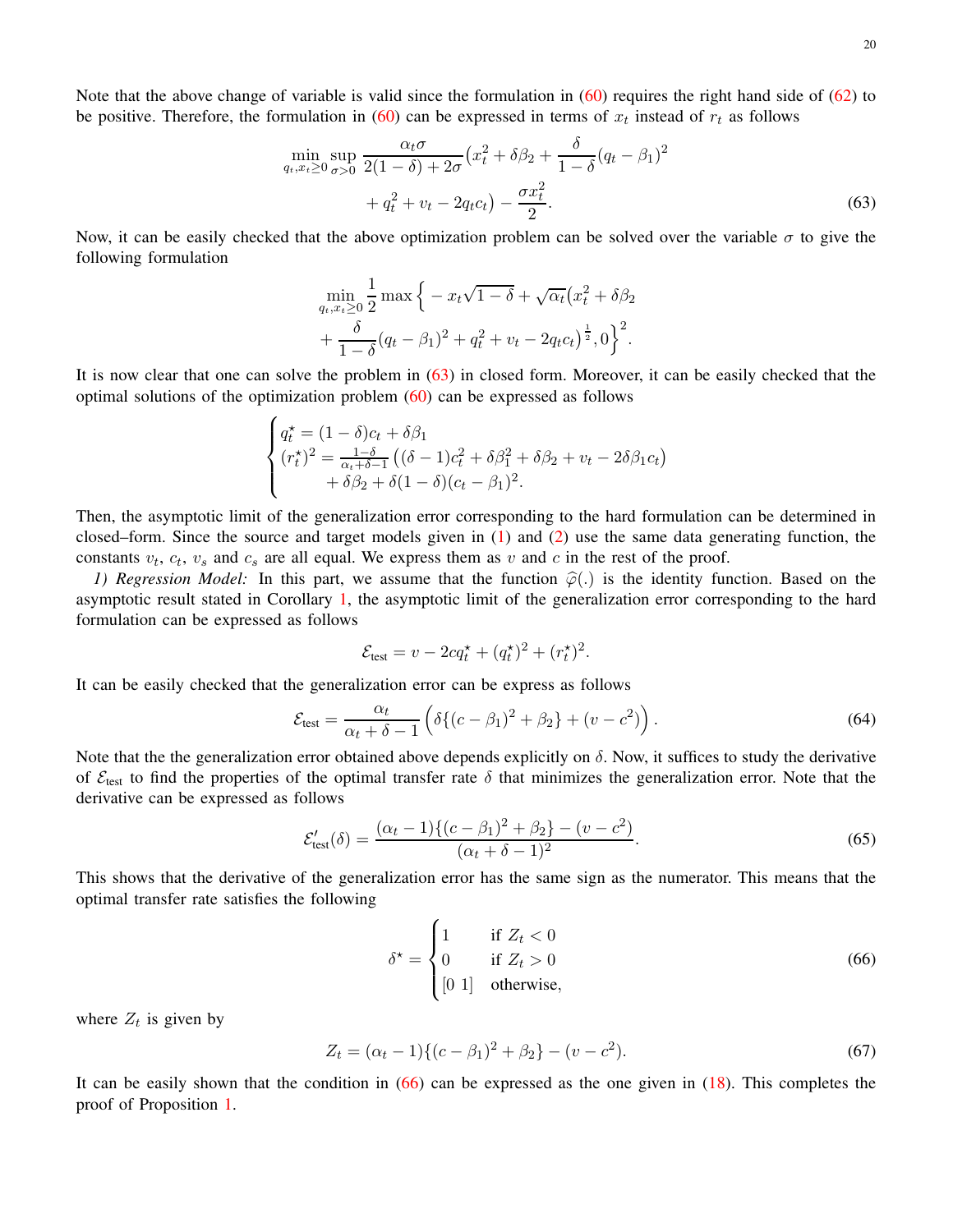Note that the above change of variable is valid since the formulation in (60) requires the right hand side of (62) to be positive. Therefore, the formulation in (60) can be expressed in terms of $x_t$ instead of $r_t$ as follows

$$
\begin{aligned}
\min_{q_t, x_t \geq 0} \sup_{\sigma > 0} \frac{\alpha_t \sigma}{2(1-\delta) + 2\sigma} \Big( x_t^2 + \delta \beta_2 + \frac{\delta}{1-\delta}(q_t - \beta_1)^2 \\
+ q_t^2 + v_t - 2 q_t c_t \Big) - \frac{\sigma x_t^2}{2}.
\end{aligned} \tag{63}
$$

Now, it can be easily checked that the above optimization problem can be solved over the variable $\sigma$ to give the following formulation

$$
\begin{aligned}
\min_{q_t, x_t \geq 0} \frac{1}{2} \max \Big\{ - x_t \sqrt{1-\delta} + \sqrt{\alpha_t} \big( x_t^2 + \delta \beta_2 \\
+ \frac{\delta}{1-\delta}(q_t - \beta_1)^2 + q_t^2 + v_t - 2 q_t c_t \big)^{\frac{1}{2}}, 0 \Big\}^2.
\end{aligned}
$$

It is now clear that one can solve the problem in (63) in closed form. Moreover, it can be easily checked that the optimal solutions of the optimization problem (60) can be expressed as follows

$$
\begin{cases}
q_t^\star = (1-\delta) c_t + \delta \beta_1 \\
(r_t^\star)^2 = \frac{1-\delta}{\alpha_t + \delta - 1} \left( (\delta - 1) c_t^2 + \delta \beta_1^2 + \delta \beta_2 + v_t - 2 \delta \beta_1 c_t \right) \\
\qquad + \delta \beta_2 + \delta (1-\delta)(c_t - \beta_1)^2.
\end{cases}
$$

Then, the asymptotic limit of the generalization error corresponding to the hard formulation can be determined in closed–form. Since the source and target models given in (1) and (2) use the same data generating function, the constants $v_t$, $c_t$, $v_s$ and $c_s$ are all equal. We express them as $v$ and $c$ in the rest of the proof.

*1) Regression Model:* In this part, we assume that the function $\widehat{\varphi}(.)$ is the identity function. Based on the asymptotic result stated in Corollary 1, the asymptotic limit of the generalization error corresponding to the hard formulation can be expressed as follows

$$
\mathcal{E}_{\text{test}} = v - 2 c q_t^\star + (q_t^\star)^2 + (r_t^\star)^2.
$$

It can be easily checked that the generalization error can be express as follows

$$
\mathcal{E}_{\text{test}} = \frac{\alpha_t}{\alpha_t + \delta - 1} \left( \delta \{ (c - \beta_1)^2 + \beta_2 \} + (v - c^2) \right). \tag{64}
$$

Note that the the generalization error obtained above depends explicitly on $\delta$. Now, it suffices to study the derivative of $\mathcal{E}_{\text{test}}$ to find the properties of the optimal transfer rate $\delta$ that minimizes the generalization error. Note that the derivative can be expressed as follows

$$
\mathcal{E}_{\text{test}}'(\delta) = \frac{(\alpha_t - 1)\{ (c - \beta_1)^2 + \beta_2 \} - (v - c^2)}{(\alpha_t + \delta - 1)^2}. \tag{65}
$$

This shows that the derivative of the generalization error has the same sign as the numerator. This means that the optimal transfer rate satisfies the following

$$
\delta^\star = \begin{cases}
1 & \text{if } Z_t < 0 \\
0 & \text{if } Z_t > 0 \\
[0 \ 1] & \text{otherwise,}
\end{cases} \tag{66}
$$

where $Z_t$ is given by

$$
Z_t = (\alpha_t - 1)\{ (c - \beta_1)^2 + \beta_2 \} - (v - c^2). \tag{67}
$$

It can be easily shown that the condition in (66) can be expressed as the one given in (18). This completes the proof of Proposition 1.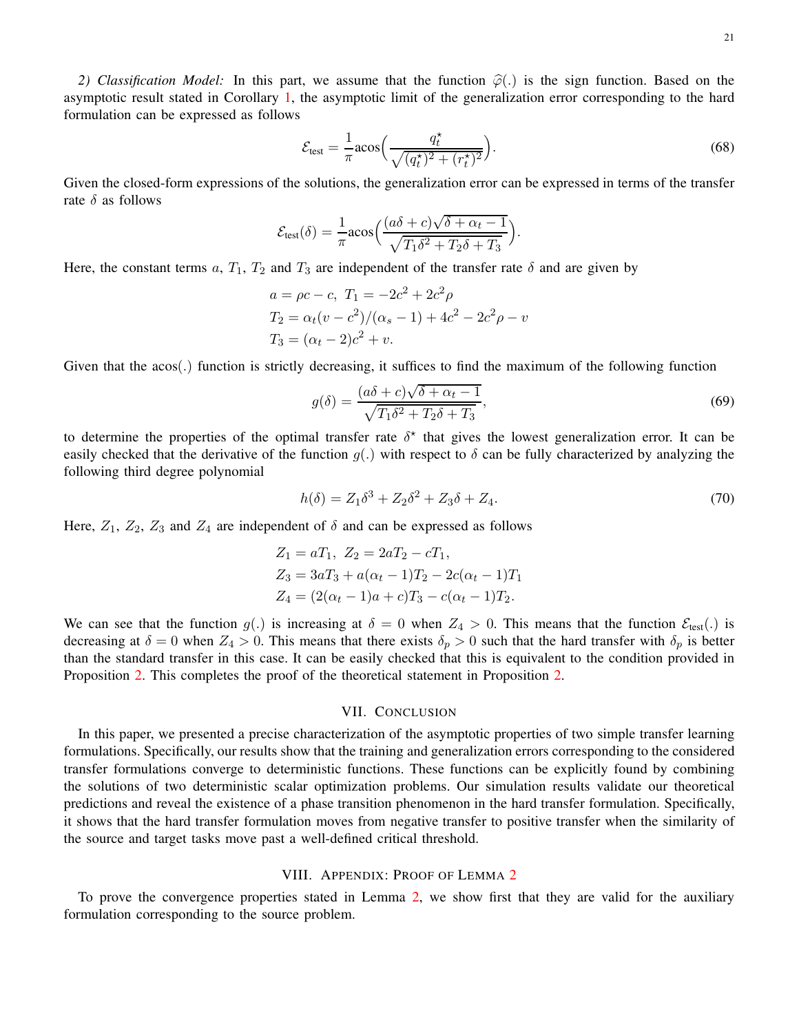*2) Classification Model:* In this part, we assume that the function $\widehat{\varphi}(.)$ is the sign function. Based on the asymptotic result stated in Corollary 1, the asymptotic limit of the generalization error corresponding to the hard formulation can be expressed as follows

$$\mathcal{E}_{\text{test}} = \frac{1}{\pi} \text{acos}\Big( \frac{q_t^\star}{\sqrt{(q_t^\star)^2 + (r_t^\star)^2}} \Big). \tag{68}$$

Given the closed-form expressions of the solutions, the generalization error can be expressed in terms of the transfer rate $\delta$ as follows

$$\mathcal{E}_{\text{test}}(\delta) = \frac{1}{\pi} \text{acos}\Big( \frac{(a\delta + c)\sqrt{\delta + \alpha_t - 1}}{\sqrt{T_1 \delta^2 + T_2 \delta + T_3}} \Big).$$

Here, the constant terms $a$, $T_1$, $T_2$ and $T_3$ are independent of the transfer rate $\delta$ and are given by

$$\begin{aligned}
&a = \rho c - c, \ T_1 = -2c^2 + 2c^2 \rho \\
&T_2 = \alpha_t (v - c^2)/(\alpha_s - 1) + 4c^2 - 2c^2 \rho - v \\
&T_3 = (\alpha_t - 2)c^2 + v.
\end{aligned}$$

Given that the acos(.) function is strictly decreasing, it suffices to find the maximum of the following function

$$g(\delta) = \frac{(a\delta + c)\sqrt{\delta + \alpha_t - 1}}{\sqrt{T_1 \delta^2 + T_2 \delta + T_3}}, \tag{69}$$

to determine the properties of the optimal transfer rate $\delta^\star$ that gives the lowest generalization error. It can be easily checked that the derivative of the function $g(.)$ with respect to $\delta$ can be fully characterized by analyzing the following third degree polynomial

$$h(\delta) = Z_1 \delta^3 + Z_2 \delta^2 + Z_3 \delta + Z_4. \tag{70}$$

Here, $Z_1$, $Z_2$, $Z_3$ and $Z_4$ are independent of $\delta$ and can be expressed as follows

$$\begin{aligned}
&Z_1 = a T_1, \ Z_2 = 2a T_2 - c T_1, \\
&Z_3 = 3a T_3 + a(\alpha_t - 1) T_2 - 2c(\alpha_t - 1) T_1 \\
&Z_4 = (2(\alpha_t - 1)a + c) T_3 - c(\alpha_t - 1) T_2.
\end{aligned}$$

We can see that the function $g(.)$ is increasing at $\delta = 0$ when $Z_4 > 0$. This means that the function $\mathcal{E}_{\text{test}}(.)$ is decreasing at $\delta = 0$ when $Z_4 > 0$. This means that there exists $\delta_p > 0$ such that the hard transfer with $\delta_p$ is better than the standard transfer in this case. It can be easily checked that this is equivalent to the condition provided in Proposition 2. This completes the proof of the theoretical statement in Proposition 2.

## VII. Conclusion

In this paper, we presented a precise characterization of the asymptotic properties of two simple transfer learning formulations. Specifically, our results show that the training and generalization errors corresponding to the considered transfer formulations converge to deterministic functions. These functions can be explicitly found by combining the solutions of two deterministic scalar optimization problems. Our simulation results validate our theoretical predictions and reveal the existence of a phase transition phenomenon in the hard transfer formulation. Specifically, it shows that the hard transfer formulation moves from negative transfer to positive transfer when the similarity of the source and target tasks move past a well-defined critical threshold.

## VIII. Appendix: Proof of Lemma 2

To prove the convergence properties stated in Lemma 2, we show first that they are valid for the auxiliary formulation corresponding to the source problem.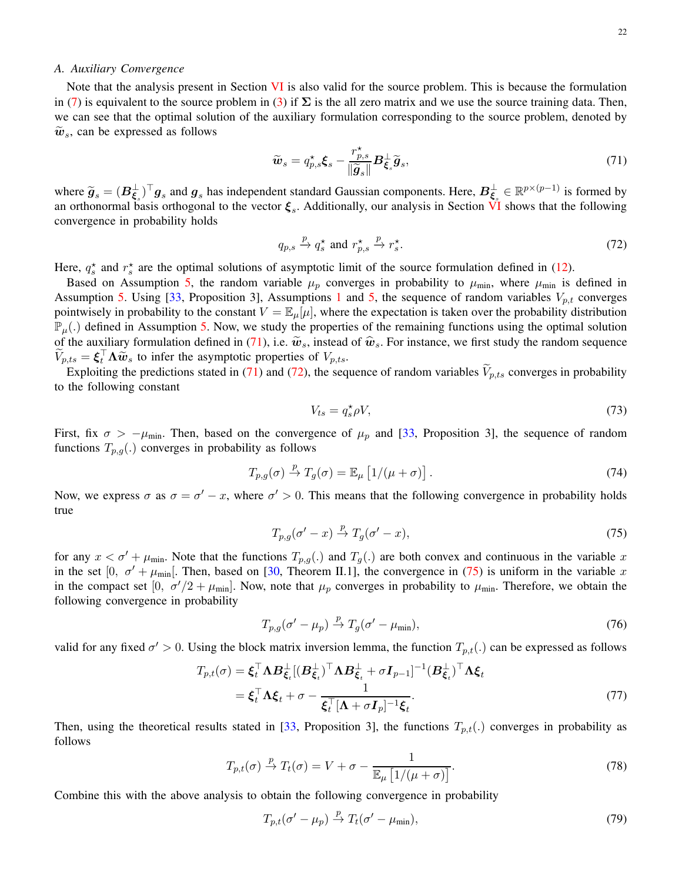### A. Auxiliary Convergence

Note that the analysis present in Section VI is also valid for the source problem. This is because the formulation in (7) is equivalent to the source problem in (3) if $\boldsymbol{\Sigma}$ is the all zero matrix and we use the source training data. Then, we can see that the optimal solution of the auxiliary formulation corresponding to the source problem, denoted by $\widetilde{\boldsymbol{w}}_s$, can be expressed as follows

$$\widetilde{\boldsymbol{w}}_s = q_{p,s}^\star \boldsymbol{\xi}_s - \frac{r_{p,s}^\star}{\|\widetilde{\boldsymbol{g}}_s\|} \boldsymbol{B}_{\boldsymbol{\xi}_s}^\perp \widetilde{\boldsymbol{g}}_s, \tag{71}$$

where $\widetilde{\boldsymbol{g}}_s = (\boldsymbol{B}_{\boldsymbol{\xi}_s}^\perp)^\top \boldsymbol{g}_s$ and $\boldsymbol{g}_s$ has independent standard Gaussian components. Here, $\boldsymbol{B}_{\boldsymbol{\xi}_s}^\perp \in \mathbb{R}^{p \times (p-1)}$ is formed by an orthonormal basis orthogonal to the vector $\boldsymbol{\xi}_s$. Additionally, our analysis in Section VI shows that the following convergence in probability holds

$$q_{p,s} \xrightarrow{p} q_s^\star \text{ and } r_{p,s}^\star \xrightarrow{p} r_s^\star. \tag{72}$$

Here, $q_s^\star$ and $r_s^\star$ are the optimal solutions of asymptotic limit of the source formulation defined in (12).

Based on Assumption 5, the random variable $\mu_p$ converges in probability to $\mu_{\min}$, where $\mu_{\min}$ is defined in Assumption 5. Using [33, Proposition 3], Assumptions 1 and 5, the sequence of random variables $V_{p,t}$ converges pointwisely in probability to the constant $V = \mathbb{E}_\mu[\mu]$, where the expectation is taken over the probability distribution $\mathbb{P}_\mu(.)$ defined in Assumption 5. Now, we study the properties of the remaining functions using the optimal solution of the auxiliary formulation defined in (71), i.e. $\widetilde{\boldsymbol{w}}_s$, instead of $\widehat{\boldsymbol{w}}_s$. For instance, we first study the random sequence $\widetilde{V}_{p,ts} = \boldsymbol{\xi}_t^\top \boldsymbol{\Lambda} \widetilde{\boldsymbol{w}}_s$ to infer the asymptotic properties of $V_{p,ts}$.

Exploiting the predictions stated in (71) and (72), the sequence of random variables $\widetilde{V}_{p,ts}$ converges in probability to the following constant

$$V_{ts} = q_s^\star \rho V, \tag{73}$$

First, fix $\sigma > -\mu_{\min}$. Then, based on the convergence of $\mu_p$ and [33, Proposition 3], the sequence of random functions $T_{p,g}(.)$ converges in probability as follows

$$T_{p,g}(\sigma) \xrightarrow{p} T_g(\sigma) = \mathbb{E}_\mu\left[1/(\mu + \sigma)\right]. \tag{74}$$

Now, we express $\sigma$ as $\sigma = \sigma' - x$, where $\sigma' > 0$. This means that the following convergence in probability holds true

$$T_{p,g}(\sigma' - x) \xrightarrow{p} T_g(\sigma' - x), \tag{75}$$

for any $x < \sigma' + \mu_{\min}$. Note that the functions $T_{p,g}(.)$ and $T_g(.)$ are both convex and continuous in the variable $x$ in the set $[0, \ \sigma' + \mu_{\min}[$. Then, based on [30, Theorem II.1], the convergence in (75) is uniform in the variable $x$ in the compact set $[0, \ \sigma'/2 + \mu_{\min}]$. Now, note that $\mu_p$ converges in probability to $\mu_{\min}$. Therefore, we obtain the following convergence in probability

$$T_{p,g}(\sigma' - \mu_p) \xrightarrow{p} T_g(\sigma' - \mu_{\min}), \tag{76}$$

valid for any fixed $\sigma' > 0$. Using the block matrix inversion lemma, the function $T_{p,t}(.)$ can be expressed as follows

$$\begin{aligned} T_{p,t}(\sigma) &= \boldsymbol{\xi}_t^\top \boldsymbol{\Lambda} \boldsymbol{B}_{\boldsymbol{\xi}_t}^\perp [(\boldsymbol{B}_{\boldsymbol{\xi}_t}^\perp)^\top \boldsymbol{\Lambda} \boldsymbol{B}_{\boldsymbol{\xi}_t}^\perp + \sigma \boldsymbol{I}_{p-1}]^{-1} (\boldsymbol{B}_{\boldsymbol{\xi}_t}^\perp)^\top \boldsymbol{\Lambda} \boldsymbol{\xi}_t \\ &= \boldsymbol{\xi}_t^\top \boldsymbol{\Lambda} \boldsymbol{\xi}_t + \sigma - \frac{1}{\boldsymbol{\xi}_t^\top [\boldsymbol{\Lambda} + \sigma \boldsymbol{I}_p]^{-1} \boldsymbol{\xi}_t}. \end{aligned} \tag{77}$$

Then, using the theoretical results stated in [33, Proposition 3], the functions $T_{p,t}(.)$ converges in probability as follows

$$T_{p,t}(\sigma) \xrightarrow{p} T_t(\sigma) = V + \sigma - \frac{1}{\mathbb{E}_\mu\left[1/(\mu + \sigma)\right]}. \tag{78}$$

Combine this with the above analysis to obtain the following convergence in probability

$$T_{p,t}(\sigma' - \mu_p) \xrightarrow{p} T_t(\sigma' - \mu_{\min}), \tag{79}$$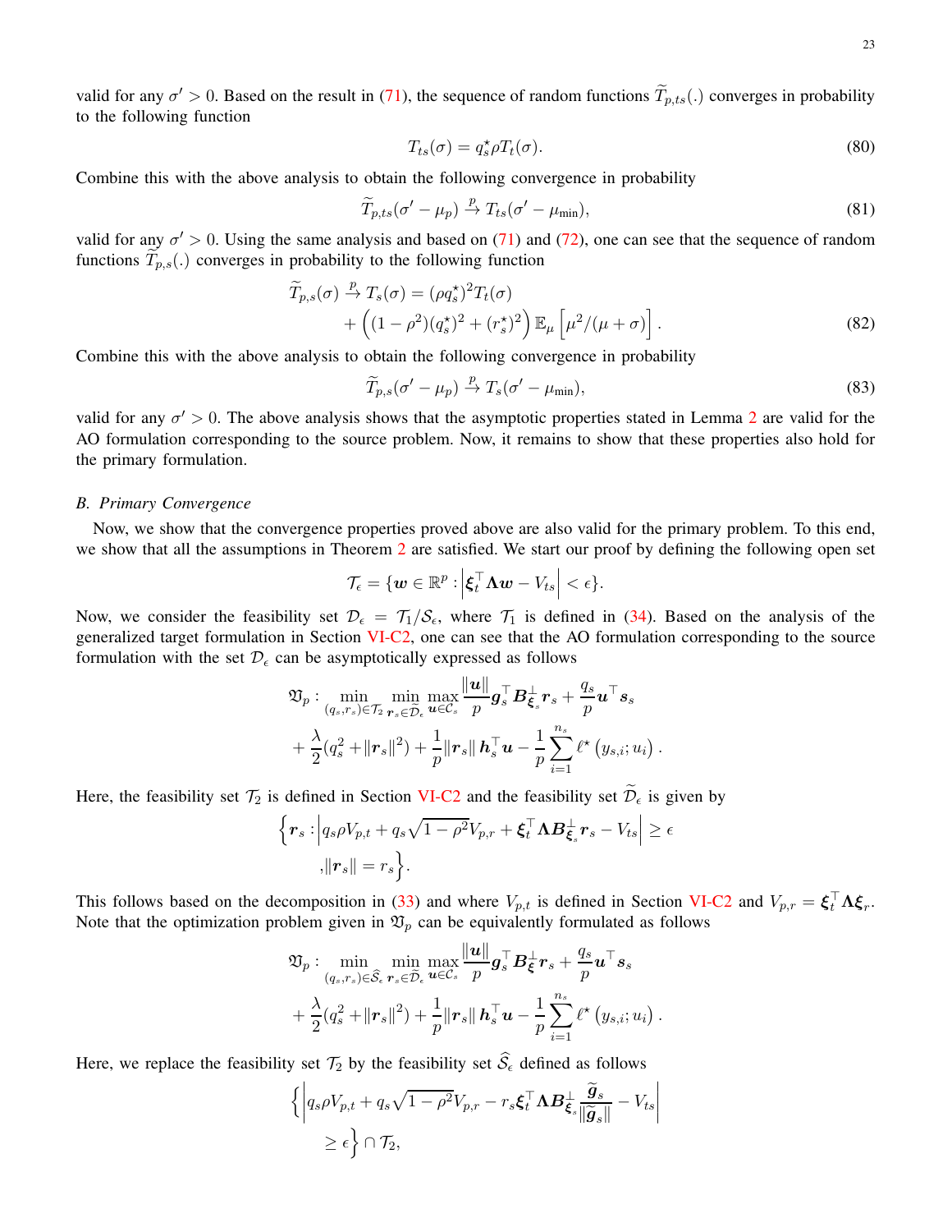valid for any $\sigma' > 0$. Based on the result in (71), the sequence of random functions $\widetilde{T}_{p,ts}(.)$ converges in probability to the following function

$$T_{ts}(\sigma) = q_s^\star \rho T_t(\sigma). \tag{80}$$

Combine this with the above analysis to obtain the following convergence in probability

$$\widetilde{T}_{p,ts}(\sigma' - \mu_p) \xrightarrow{p} T_{ts}(\sigma' - \mu_{\min}), \tag{81}$$

valid for any $\sigma' > 0$. Using the same analysis and based on (71) and (72), one can see that the sequence of random functions $\widetilde{T}_{p,s}(.)$ converges in probability to the following function

$$\begin{aligned}\widetilde{T}_{p,s}(\sigma) \xrightarrow{p} T_s(\sigma) &= (\rho q_s^\star)^2 T_t(\sigma) \\ &+ \left((1-\rho^2)(q_s^\star)^2 + (r_s^\star)^2\right) \mathbb{E}_\mu\left[\mu^2/(\mu+\sigma)\right].\end{aligned} \tag{82}$$

Combine this with the above analysis to obtain the following convergence in probability

$$\widetilde{T}_{p,s}(\sigma' - \mu_p) \xrightarrow{p} T_s(\sigma' - \mu_{\min}), \tag{83}$$

valid for any $\sigma' > 0$. The above analysis shows that the asymptotic properties stated in Lemma 2 are valid for the AO formulation corresponding to the source problem. Now, it remains to show that these properties also hold for the primary formulation.

### B. Primary Convergence

Now, we show that the convergence properties proved above are also valid for the primary problem. To this end, we show that all the assumptions in Theorem 2 are satisfied. We start our proof by defining the following open set

$$\mathcal{T}_\epsilon = \{\boldsymbol{w} \in \mathbb{R}^p : \left|\boldsymbol{\xi}_t^\top \boldsymbol{\Lambda} \boldsymbol{w} - V_{ts}\right| < \epsilon\}.$$

Now, we consider the feasibility set $\mathcal{D}_\epsilon = \mathcal{T}_1/\mathcal{S}_\epsilon$, where $\mathcal{T}_1$ is defined in (34). Based on the analysis of the generalized target formulation in Section VI-C2, one can see that the AO formulation corresponding to the source formulation with the set $\mathcal{D}_\epsilon$ can be asymptotically expressed as follows

$$\begin{aligned}\mathfrak{V}_p : \min_{(q_s,r_s)\in\mathcal{T}_2} \min_{\boldsymbol{r}_s\in\widetilde{\mathcal{D}}_\epsilon} \max_{\boldsymbol{u}\in\mathcal{C}_s} \frac{\|\boldsymbol{u}\|}{p} \boldsymbol{g}_s^\top \boldsymbol{B}_{\boldsymbol{\xi}_s}^\perp \boldsymbol{r}_s + \frac{q_s}{p}\boldsymbol{u}^\top \boldsymbol{s}_s \\ + \frac{\lambda}{2}(q_s^2 + \|\boldsymbol{r}_s\|^2) + \frac{1}{p}\|\boldsymbol{r}_s\|\, \boldsymbol{h}_s^\top \boldsymbol{u} - \frac{1}{p}\sum_{i=1}^{n_s} \ell^\star\left(y_{s,i}; u_i\right).\end{aligned}$$

Here, the feasibility set $\mathcal{T}_2$ is defined in Section VI-C2 and the feasibility set $\widetilde{\mathcal{D}}_\epsilon$ is given by

$$\Big\{\boldsymbol{r}_s : \left|q_s\rho V_{p,t} + q_s\sqrt{1-\rho^2}V_{p,r} + \boldsymbol{\xi}_t^\top \boldsymbol{\Lambda} \boldsymbol{B}_{\boldsymbol{\xi}_s}^\perp \boldsymbol{r}_s - V_{ts}\right| \geq \epsilon \\ , \|\boldsymbol{r}_s\| = r_s\Big\}.$$

This follows based on the decomposition in (33) and where $V_{p,t}$ is defined in Section VI-C2 and $V_{p,r} = \boldsymbol{\xi}_t^\top \boldsymbol{\Lambda} \boldsymbol{\xi}_r$. Note that the optimization problem given in $\mathfrak{V}_p$ can be equivalently formulated as follows

$$\begin{aligned}\mathfrak{V}_p : \min_{(q_s,r_s)\in\widehat{\mathcal{S}}_\epsilon} \min_{\boldsymbol{r}_s\in\widetilde{\mathcal{D}}_\epsilon} \max_{\boldsymbol{u}\in\mathcal{C}_s} \frac{\|\boldsymbol{u}\|}{p} \boldsymbol{g}_s^\top \boldsymbol{B}_{\boldsymbol{\xi}}^\perp \boldsymbol{r}_s + \frac{q_s}{p}\boldsymbol{u}^\top \boldsymbol{s}_s \\ + \frac{\lambda}{2}(q_s^2 + \|\boldsymbol{r}_s\|^2) + \frac{1}{p}\|\boldsymbol{r}_s\|\, \boldsymbol{h}_s^\top \boldsymbol{u} - \frac{1}{p}\sum_{i=1}^{n_s} \ell^\star\left(y_{s,i}; u_i\right).\end{aligned}$$

Here, we replace the feasibility set $\mathcal{T}_2$ by the feasibility set $\widehat{\mathcal{S}}_\epsilon$ defined as follows

$$\Big\{\left|q_s\rho V_{p,t} + q_s\sqrt{1-\rho^2}V_{p,r} - r_s\boldsymbol{\xi}_t^\top \boldsymbol{\Lambda} \boldsymbol{B}_{\boldsymbol{\xi}_s}^\perp \frac{\widetilde{\boldsymbol{g}}_s}{\|\widetilde{\boldsymbol{g}}_s\|} - V_{ts}\right| \\ \geq \epsilon\Big\} \cap \mathcal{T}_2,$$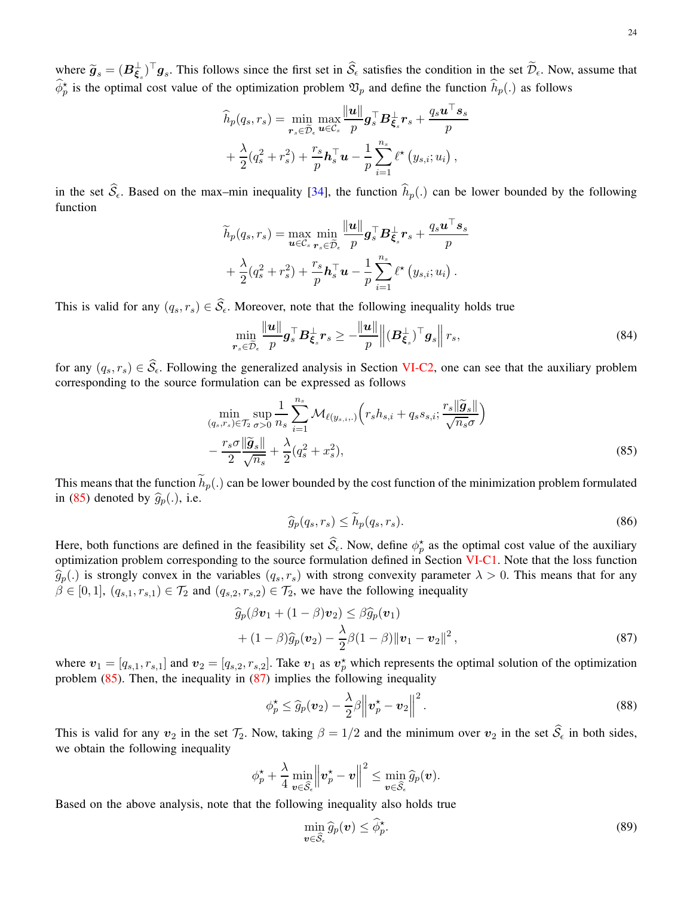where $\widetilde{\boldsymbol{g}}_s = (\boldsymbol{B}_{\boldsymbol{\xi}_s}^{\perp})^\top \boldsymbol{g}_s$. This follows since the first set in $\widehat{\mathcal{S}}_\epsilon$ satisfies the condition in the set $\widetilde{\mathcal{D}}_\epsilon$. Now, assume that $\widehat{\phi}_p^\star$ is the optimal cost value of the optimization problem $\mathfrak{V}_p$ and define the function $\widehat{h}_p(.)$ as follows

$$
\begin{aligned}
\widehat{h}_p(q_s, r_s) = \min_{\boldsymbol{r}_s \in \widetilde{\mathcal{D}}_\epsilon} \max_{\boldsymbol{u} \in \mathcal{C}_s} \frac{\|\boldsymbol{u}\|}{p} \boldsymbol{g}_s^\top \boldsymbol{B}_{\boldsymbol{\xi}_s}^{\perp} \boldsymbol{r}_s + \frac{q_s \boldsymbol{u}^\top \boldsymbol{s}_s}{p} \\
+ \frac{\lambda}{2}(q_s^2 + r_s^2) + \frac{r_s}{p} \boldsymbol{h}_s^\top \boldsymbol{u} - \frac{1}{p} \sum_{i=1}^{n_s} \ell^\star\left(y_{s,i}; u_i\right),
\end{aligned}
$$

in the set $\widehat{\mathcal{S}}_\epsilon$. Based on the max–min inequality [34], the function $\widehat{h}_p(.)$ can be lower bounded by the following function

$$
\begin{aligned}
\widetilde{h}_p(q_s, r_s) = \max_{\boldsymbol{u} \in \mathcal{C}_s} \min_{\boldsymbol{r}_s \in \widetilde{\mathcal{D}}_\epsilon} \frac{\|\boldsymbol{u}\|}{p} \boldsymbol{g}_s^\top \boldsymbol{B}_{\boldsymbol{\xi}_s}^{\perp} \boldsymbol{r}_s + \frac{q_s \boldsymbol{u}^\top \boldsymbol{s}_s}{p} \\
+ \frac{\lambda}{2}(q_s^2 + r_s^2) + \frac{r_s}{p} \boldsymbol{h}_s^\top \boldsymbol{u} - \frac{1}{p} \sum_{i=1}^{n_s} \ell^\star\left(y_{s,i}; u_i\right).
\end{aligned}
$$

This is valid for any $(q_s, r_s) \in \widehat{\mathcal{S}}_\epsilon$. Moreover, note that the following inequality holds true

$$
\min_{\boldsymbol{r}_s \in \widetilde{\mathcal{D}}_\epsilon} \frac{\|\boldsymbol{u}\|}{p} \boldsymbol{g}_s^\top \boldsymbol{B}_{\boldsymbol{\xi}_s}^{\perp} \boldsymbol{r}_s \geq -\frac{\|\boldsymbol{u}\|}{p} \left\| (\boldsymbol{B}_{\boldsymbol{\xi}_s}^{\perp})^\top \boldsymbol{g}_s \right\| r_s, \tag{84}
$$

for any $(q_s, r_s) \in \widehat{\mathcal{S}}_\epsilon$. Following the generalized analysis in Section VI-C2, one can see that the auxiliary problem corresponding to the source formulation can be expressed as follows

$$
\begin{aligned}
\min_{(q_s, r_s) \in \mathcal{T}_2} \sup_{\sigma > 0} \frac{1}{n_s} \sum_{i=1}^{n_s} \mathcal{M}_{\ell(y_{s,i},.)}\Big(r_s h_{s,i} + q_s s_{s,i}; \frac{r_s \|\widetilde{\boldsymbol{g}}_s\|}{\sqrt{n_s}\sigma}\Big) \\
- \frac{r_s \sigma}{2} \frac{\|\widetilde{\boldsymbol{g}}_s\|}{\sqrt{n_s}} + \frac{\lambda}{2}(q_s^2 + x_s^2),
\end{aligned} \tag{85}
$$

This means that the function $\widetilde{h}_p(.)$ can be lower bounded by the cost function of the minimization problem formulated in (85) denoted by $\widehat{g}_p(.)$, i.e.

$$
\widehat{g}_p(q_s, r_s) \leq \widetilde{h}_p(q_s, r_s). \tag{86}
$$

Here, both functions are defined in the feasibility set $\widehat{\mathcal{S}}_\epsilon$. Now, define $\phi_p^\star$ as the optimal cost value of the auxiliary optimization problem corresponding to the source formulation defined in Section VI-C1. Note that the loss function $\widehat{g}_p(.)$ is strongly convex in the variables $(q_s, r_s)$ with strong convexity parameter $\lambda > 0$. This means that for any $\beta \in [0, 1]$, $(q_{s,1}, r_{s,1}) \in \mathcal{T}_2$ and $(q_{s,2}, r_{s,2}) \in \mathcal{T}_2$, we have the following inequality

$$
\begin{aligned}
\widehat{g}_p(\beta \boldsymbol{v}_1 + (1-\beta)\boldsymbol{v}_2) \leq \beta \widehat{g}_p(\boldsymbol{v}_1) \\
+ (1-\beta)\widehat{g}_p(\boldsymbol{v}_2) - \frac{\lambda}{2}\beta(1-\beta)\|\boldsymbol{v}_1 - \boldsymbol{v}_2\|^2,
\end{aligned} \tag{87}
$$

where $\boldsymbol{v}_1 = [q_{s,1}, r_{s,1}]$ and $\boldsymbol{v}_2 = [q_{s,2}, r_{s,2}]$. Take $\boldsymbol{v}_1$ as $\boldsymbol{v}_p^\star$ which represents the optimal solution of the optimization problem (85). Then, the inequality in (87) implies the following inequality

$$
\phi_p^\star \leq \widehat{g}_p(\boldsymbol{v}_2) - \frac{\lambda}{2}\beta \left\| \boldsymbol{v}_p^\star - \boldsymbol{v}_2 \right\|^2. \tag{88}
$$

This is valid for any $\boldsymbol{v}_2$ in the set $\mathcal{T}_2$. Now, taking $\beta = 1/2$ and the minimum over $\boldsymbol{v}_2$ in the set $\widehat{\mathcal{S}}_\epsilon$ in both sides, we obtain the following inequality

$$
\phi_p^\star + \frac{\lambda}{4} \min_{\boldsymbol{v} \in \widehat{\mathcal{S}}_\epsilon} \left\| \boldsymbol{v}_p^\star - \boldsymbol{v} \right\|^2 \leq \min_{\boldsymbol{v} \in \widehat{\mathcal{S}}_\epsilon} \widehat{g}_p(\boldsymbol{v}).
$$

Based on the above analysis, note that the following inequality also holds true

$$
\min_{\boldsymbol{v} \in \widehat{\mathcal{S}}_\epsilon} \widehat{g}_p(\boldsymbol{v}) \leq \widehat{\phi}_p^\star. \tag{89}
$$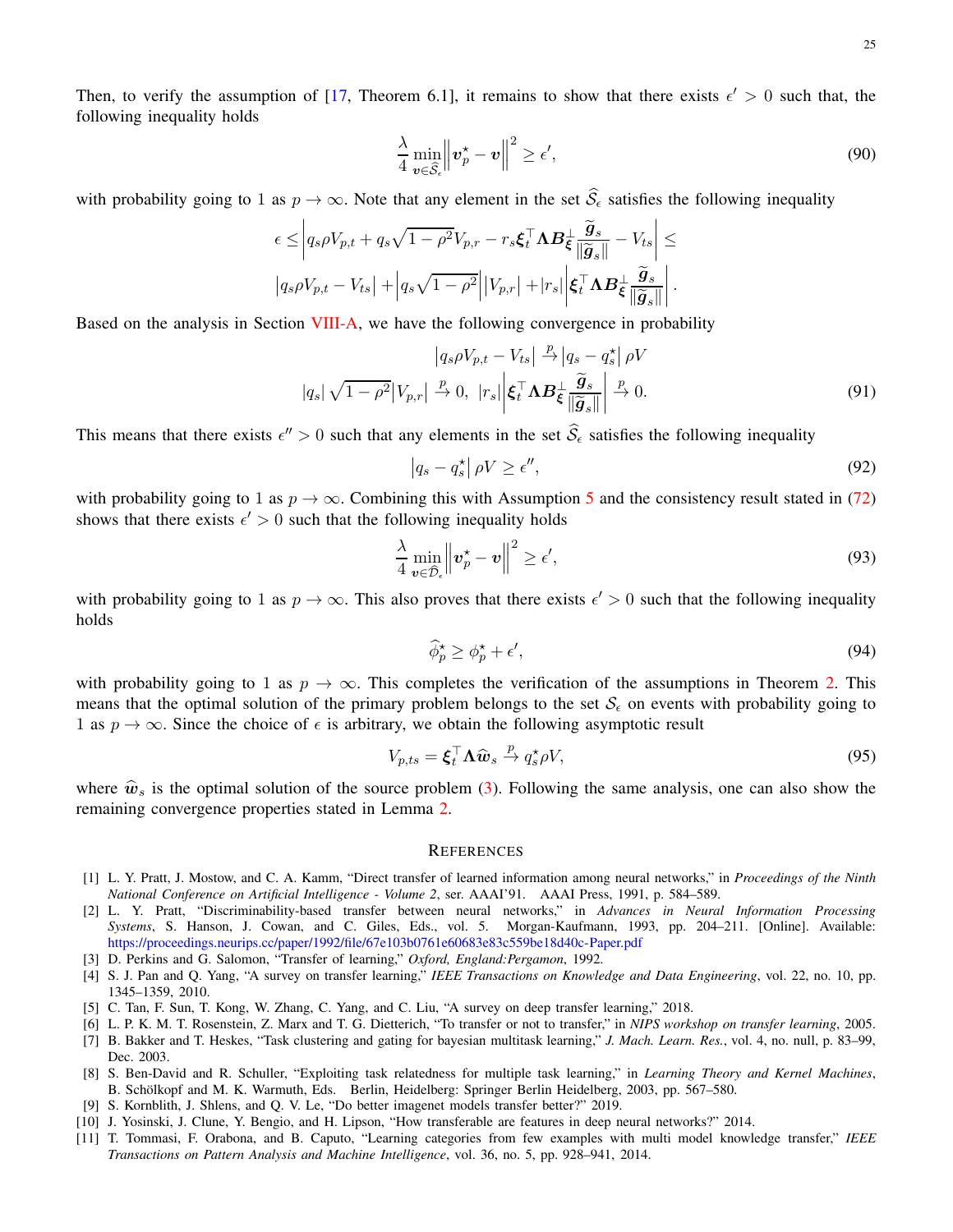Then, to verify the assumption of [17, Theorem 6.1], it remains to show that there exists $\epsilon' > 0$ such that, the following inequality holds

$$\frac{\lambda}{4} \min_{\boldsymbol{v} \in \widehat{\mathcal{S}}_\epsilon} \left\| \boldsymbol{v}_p^\star - \boldsymbol{v} \right\|^2 \geq \epsilon', \tag{90}$$

with probability going to 1 as $p \to \infty$. Note that any element in the set $\widehat{\mathcal{S}}_\epsilon$ satisfies the following inequality

$$\epsilon \leq \left| q_s \rho V_{p,t} + q_s \sqrt{1-\rho^2} V_{p,r} - r_s \boldsymbol{\xi}_t^\top \boldsymbol{\Lambda} \boldsymbol{B}_{\boldsymbol{\xi}}^\perp \frac{\widetilde{\boldsymbol{g}}_s}{\|\widetilde{\boldsymbol{g}}_s\|} - V_{ts} \right| \leq$$
$$\left| q_s \rho V_{p,t} - V_{ts} \right| + \left| q_s \sqrt{1-\rho^2} \right| \left| V_{p,r} \right| + |r_s| \left| \boldsymbol{\xi}_t^\top \boldsymbol{\Lambda} \boldsymbol{B}_{\boldsymbol{\xi}}^\perp \frac{\widetilde{\boldsymbol{g}}_s}{\|\widetilde{\boldsymbol{g}}_s\|} \right|.$$

Based on the analysis in Section VIII-A, we have the following convergence in probability

$$\left| q_s \rho V_{p,t} - V_{ts} \right| \xrightarrow{p} \left| q_s - q_s^\star \right| \rho V$$
$$|q_s| \sqrt{1-\rho^2} \left| V_{p,r} \right| \xrightarrow{p} 0, \;\; |r_s| \left| \boldsymbol{\xi}_t^\top \boldsymbol{\Lambda} \boldsymbol{B}_{\boldsymbol{\xi}}^\perp \frac{\widetilde{\boldsymbol{g}}_s}{\|\widetilde{\boldsymbol{g}}_s\|} \right| \xrightarrow{p} 0. \tag{91}$$

This means that there exists $\epsilon'' > 0$ such that any elements in the set $\widehat{\mathcal{S}}_\epsilon$ satisfies the following inequality

$$\left| q_s - q_s^\star \right| \rho V \geq \epsilon'', \tag{92}$$

with probability going to 1 as $p \to \infty$. Combining this with Assumption 5 and the consistency result stated in (72) shows that there exists $\epsilon' > 0$ such that the following inequality holds

$$\frac{\lambda}{4} \min_{\boldsymbol{v} \in \widehat{\mathcal{D}}_\epsilon} \left\| \boldsymbol{v}_p^\star - \boldsymbol{v} \right\|^2 \geq \epsilon', \tag{93}$$

with probability going to 1 as $p \to \infty$. This also proves that there exists $\epsilon' > 0$ such that the following inequality holds

$$\widehat{\phi}_p^\star \geq \phi_p^\star + \epsilon', \tag{94}$$

with probability going to 1 as $p \to \infty$. This completes the verification of the assumptions in Theorem 2. This means that the optimal solution of the primary problem belongs to the set $\mathcal{S}_\epsilon$ on events with probability going to 1 as $p \to \infty$. Since the choice of $\epsilon$ is arbitrary, we obtain the following asymptotic result

$$V_{p,ts} = \boldsymbol{\xi}_t^\top \boldsymbol{\Lambda} \widehat{\boldsymbol{w}}_s \xrightarrow{p} q_s^\star \rho V, \tag{95}$$

where $\widehat{\boldsymbol{w}}_s$ is the optimal solution of the source problem (3). Following the same analysis, one can also show the remaining convergence properties stated in Lemma 2.

## REFERENCES

[1] L. Y. Pratt, J. Mostow, and C. A. Kamm, "Direct transfer of learned information among neural networks," in *Proceedings of the Ninth National Conference on Artificial Intelligence - Volume 2*, ser. AAAI'91. AAAI Press, 1991, p. 584–589.

[2] L. Y. Pratt, "Discriminability-based transfer between neural networks," in *Advances in Neural Information Processing Systems*, S. Hanson, J. Cowan, and C. Giles, Eds., vol. 5. Morgan-Kaufmann, 1993, pp. 204–211. [Online]. Available: https://proceedings.neurips.cc/paper/1992/file/67e103b0761e60683e83c559be18d40c-Paper.pdf

[3] D. Perkins and G. Salomon, "Transfer of learning," *Oxford, England:Pergamon*, 1992.

[4] S. J. Pan and Q. Yang, "A survey on transfer learning," *IEEE Transactions on Knowledge and Data Engineering*, vol. 22, no. 10, pp. 1345–1359, 2010.

[5] C. Tan, F. Sun, T. Kong, W. Zhang, C. Yang, and C. Liu, "A survey on deep transfer learning," 2018.

[6] L. P. K. M. T. Rosenstein, Z. Marx and T. G. Dietterich, "To transfer or not to transfer," in *NIPS workshop on transfer learning*, 2005.

[7] B. Bakker and T. Heskes, "Task clustering and gating for bayesian multitask learning," *J. Mach. Learn. Res.*, vol. 4, no. null, p. 83–99, Dec. 2003.

[8] S. Ben-David and R. Schuller, "Exploiting task relatedness for multiple task learning," in *Learning Theory and Kernel Machines*, B. Schölkopf and M. K. Warmuth, Eds. Berlin, Heidelberg: Springer Berlin Heidelberg, 2003, pp. 567–580.

[9] S. Kornblith, J. Shlens, and Q. V. Le, "Do better imagenet models transfer better?" 2019.

[10] J. Yosinski, J. Clune, Y. Bengio, and H. Lipson, "How transferable are features in deep neural networks?" 2014.

[11] T. Tommasi, F. Orabona, and B. Caputo, "Learning categories from few examples with multi model knowledge transfer," *IEEE Transactions on Pattern Analysis and Machine Intelligence*, vol. 36, no. 5, pp. 928–941, 2014.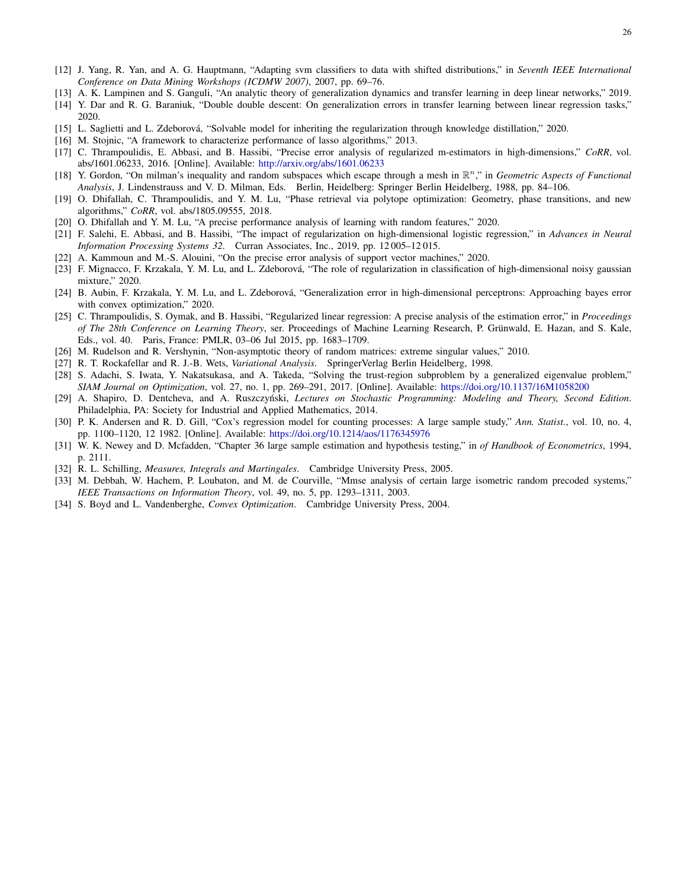[12] J. Yang, R. Yan, and A. G. Hauptmann, "Adapting svm classifiers to data with shifted distributions," in *Seventh IEEE International Conference on Data Mining Workshops (ICDMW 2007)*, 2007, pp. 69–76.

[13] A. K. Lampinen and S. Ganguli, "An analytic theory of generalization dynamics and transfer learning in deep linear networks," 2019.

[14] Y. Dar and R. G. Baraniuk, "Double double descent: On generalization errors in transfer learning between linear regression tasks," 2020.

[15] L. Saglietti and L. Zdeborová, "Solvable model for inheriting the regularization through knowledge distillation," 2020.

[16] M. Stojnic, "A framework to characterize performance of lasso algorithms," 2013.

[17] C. Thrampoulidis, E. Abbasi, and B. Hassibi, "Precise error analysis of regularized m-estimators in high-dimensions," *CoRR*, vol. abs/1601.06233, 2016. [Online]. Available: http://arxiv.org/abs/1601.06233

[18] Y. Gordon, "On milman's inequality and random subspaces which escape through a mesh in $\mathbb{R}^n$," in *Geometric Aspects of Functional Analysis*, J. Lindenstrauss and V. D. Milman, Eds. Berlin, Heidelberg: Springer Berlin Heidelberg, 1988, pp. 84–106.

[19] O. Dhifallah, C. Thrampoulidis, and Y. M. Lu, "Phase retrieval via polytope optimization: Geometry, phase transitions, and new algorithms," *CoRR*, vol. abs/1805.09555, 2018.

[20] O. Dhifallah and Y. M. Lu, "A precise performance analysis of learning with random features," 2020.

[21] F. Salehi, E. Abbasi, and B. Hassibi, "The impact of regularization on high-dimensional logistic regression," in *Advances in Neural Information Processing Systems 32*. Curran Associates, Inc., 2019, pp. 12 005–12 015.

[22] A. Kammoun and M.-S. Alouini, "On the precise error analysis of support vector machines," 2020.

[23] F. Mignacco, F. Krzakala, Y. M. Lu, and L. Zdeborová, "The role of regularization in classification of high-dimensional noisy gaussian mixture," 2020.

[24] B. Aubin, F. Krzakala, Y. M. Lu, and L. Zdeborová, "Generalization error in high-dimensional perceptrons: Approaching bayes error with convex optimization," 2020.

[25] C. Thrampoulidis, S. Oymak, and B. Hassibi, "Regularized linear regression: A precise analysis of the estimation error," in *Proceedings of The 28th Conference on Learning Theory*, ser. Proceedings of Machine Learning Research, P. Grünwald, E. Hazan, and S. Kale, Eds., vol. 40. Paris, France: PMLR, 03–06 Jul 2015, pp. 1683–1709.

[26] M. Rudelson and R. Vershynin, "Non-asymptotic theory of random matrices: extreme singular values," 2010.

[27] R. T. Rockafellar and R. J.-B. Wets, *Variational Analysis*. SpringerVerlag Berlin Heidelberg, 1998.

[28] S. Adachi, S. Iwata, Y. Nakatsukasa, and A. Takeda, "Solving the trust-region subproblem by a generalized eigenvalue problem," *SIAM Journal on Optimization*, vol. 27, no. 1, pp. 269–291, 2017. [Online]. Available: https://doi.org/10.1137/16M1058200

[29] A. Shapiro, D. Dentcheva, and A. Ruszczyński, *Lectures on Stochastic Programming: Modeling and Theory, Second Edition*. Philadelphia, PA: Society for Industrial and Applied Mathematics, 2014.

[30] P. K. Andersen and R. D. Gill, "Cox's regression model for counting processes: A large sample study," *Ann. Statist.*, vol. 10, no. 4, pp. 1100–1120, 12 1982. [Online]. Available: https://doi.org/10.1214/aos/1176345976

[31] W. K. Newey and D. Mcfadden, "Chapter 36 large sample estimation and hypothesis testing," in *of Handbook of Econometrics*, 1994, p. 2111.

[32] R. L. Schilling, *Measures, Integrals and Martingales*. Cambridge University Press, 2005.

[33] M. Debbah, W. Hachem, P. Loubaton, and M. de Courville, "Mmse analysis of certain large isometric random precoded systems," *IEEE Transactions on Information Theory*, vol. 49, no. 5, pp. 1293–1311, 2003.

[34] S. Boyd and L. Vandenberghe, *Convex Optimization*. Cambridge University Press, 2004.